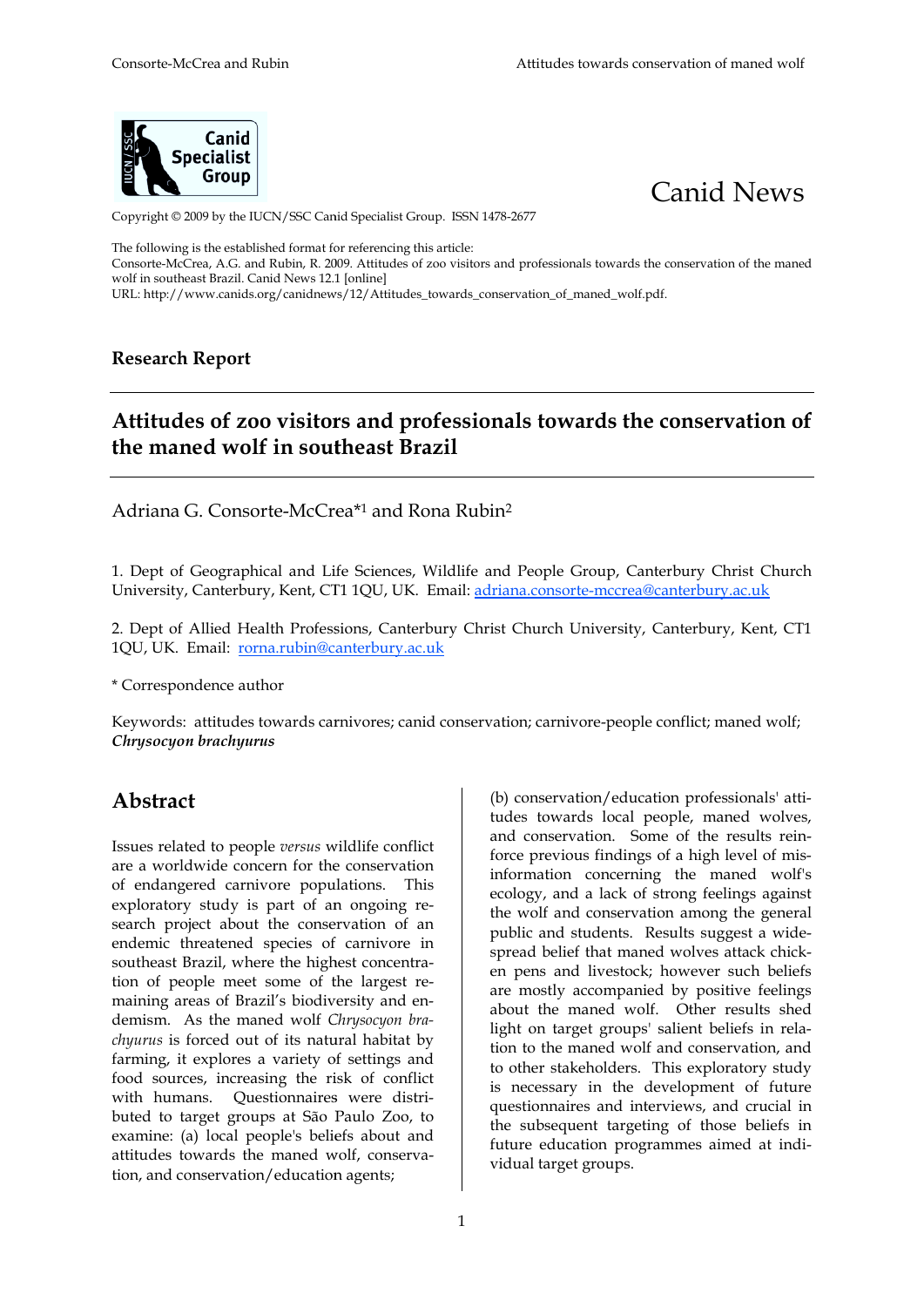Canid News

Copyright © 2009 by the IUCN/SSC Canid Specialist Group. ISSN 1478-2677

The following is the established format for referencing this article:
Consorte-McCrea, A.G. and Rubin, R. 2009. Attitudes of zoo visitors and professionals towards the conservation of the maned wolf in southeast Brazil. Canid News 12.1 [online]
URL: http://www.canids.org/canidnews/12/Attitudes_towards_conservation_of_maned_wolf.pdf.

**Research Report**

# Attitudes of zoo visitors and professionals towards the conservation of the maned wolf in southeast Brazil

Adriana G. Consorte-McCrea*[1] and Rona Rubin[2]

1. Dept of Geographical and Life Sciences, Wildlife and People Group, Canterbury Christ Church University, Canterbury, Kent, CT1 1QU, UK. Email: adriana.consorte-mccrea@canterbury.ac.uk

2. Dept of Allied Health Professions, Canterbury Christ Church University, Canterbury, Kent, CT1 1QU, UK. Email: rorna.rubin@canterbury.ac.uk

\* Correspondence author

Keywords: attitudes towards carnivores; canid conservation; carnivore-people conflict; maned wolf; ***Chrysocyon brachyurus***

## Abstract

Issues related to people *versus* wildlife conflict are a worldwide concern for the conservation of endangered carnivore populations. This exploratory study is part of an ongoing research project about the conservation of an endemic threatened species of carnivore in southeast Brazil, where the highest concentration of people meet some of the largest remaining areas of Brazil's biodiversity and endemism. As the maned wolf *Chrysocyon brachyurus* is forced out of its natural habitat by farming, it explores a variety of settings and food sources, increasing the risk of conflict with humans. Questionnaires were distributed to target groups at São Paulo Zoo, to examine: (a) local people's beliefs about and attitudes towards the maned wolf, conservation, and conservation/education agents; (b) conservation/education professionals' attitudes towards local people, maned wolves, and conservation. Some of the results reinforce previous findings of a high level of misinformation concerning the maned wolf's ecology, and a lack of strong feelings against the wolf and conservation among the general public and students. Results suggest a widespread belief that maned wolves attack chicken pens and livestock; however such beliefs are mostly accompanied by positive feelings about the maned wolf. Other results shed light on target groups' salient beliefs in relation to the maned wolf and conservation, and to other stakeholders. This exploratory study is necessary in the development of future questionnaires and interviews, and crucial in the subsequent targeting of those beliefs in future education programmes aimed at individual target groups.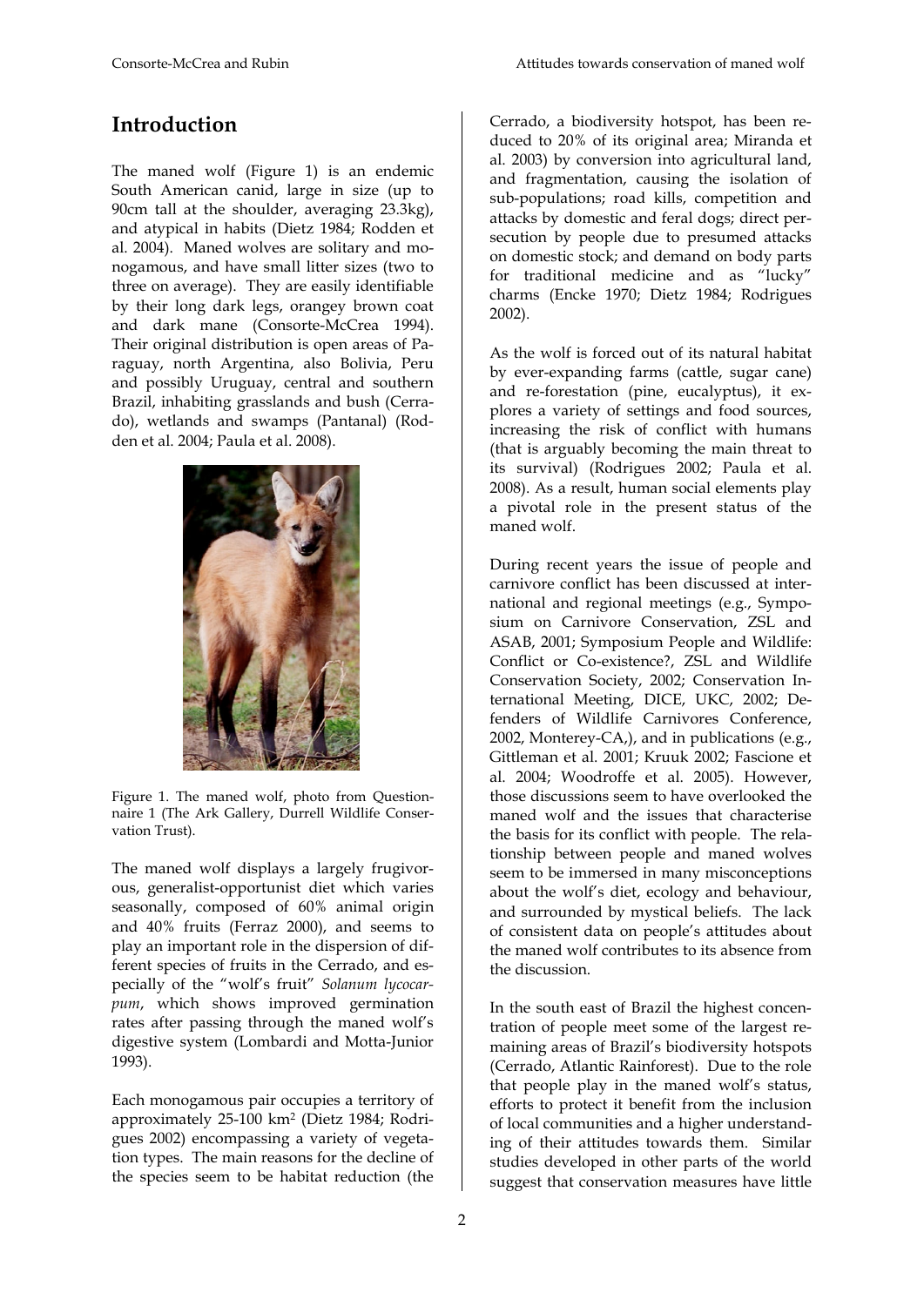## Introduction

The maned wolf (Figure 1) is an endemic South American canid, large in size (up to 90cm tall at the shoulder, averaging 23.3kg), and atypical in habits (Dietz 1984; Rodden et al. 2004). Maned wolves are solitary and monogamous, and have small litter sizes (two to three on average). They are easily identifiable by their long dark legs, orangey brown coat and dark mane (Consorte-McCrea 1994). Their original distribution is open areas of Paraguay, north Argentina, also Bolivia, Peru and possibly Uruguay, central and southern Brazil, inhabiting grasslands and bush (Cerrado), wetlands and swamps (Pantanal) (Rodden et al. 2004; Paula et al. 2008).

Figure 1. The maned wolf, photo from Questionnaire 1 (The Ark Gallery, Durrell Wildlife Conservation Trust).

The maned wolf displays a largely frugivorous, generalist-opportunist diet which varies seasonally, composed of 60% animal origin and 40% fruits (Ferraz 2000), and seems to play an important role in the dispersion of different species of fruits in the Cerrado, and especially of the "wolf's fruit" *Solanum lycocarpum*, which shows improved germination rates after passing through the maned wolf's digestive system (Lombardi and Motta-Junior 1993).

Each monogamous pair occupies a territory of approximately 25-100 km$^2$ (Dietz 1984; Rodrigues 2002) encompassing a variety of vegetation types. The main reasons for the decline of the species seem to be habitat reduction (the Cerrado, a biodiversity hotspot, has been reduced to 20% of its original area; Miranda et al. 2003) by conversion into agricultural land, and fragmentation, causing the isolation of sub-populations; road kills, competition and attacks by domestic and feral dogs; direct persecution by people due to presumed attacks on domestic stock; and demand on body parts for traditional medicine and as "lucky" charms (Encke 1970; Dietz 1984; Rodrigues 2002).

As the wolf is forced out of its natural habitat by ever-expanding farms (cattle, sugar cane) and re-forestation (pine, eucalyptus), it explores a variety of settings and food sources, increasing the risk of conflict with humans (that is arguably becoming the main threat to its survival) (Rodrigues 2002; Paula et al. 2008). As a result, human social elements play a pivotal role in the present status of the maned wolf.

During recent years the issue of people and carnivore conflict has been discussed at international and regional meetings (e.g., Symposium on Carnivore Conservation, ZSL and ASAB, 2001; Symposium People and Wildlife: Conflict or Co-existence?, ZSL and Wildlife Conservation Society, 2002; Conservation International Meeting, DICE, UKC, 2002; Defenders of Wildlife Carnivores Conference, 2002, Monterey-CA,), and in publications (e.g., Gittleman et al. 2001; Kruuk 2002; Fascione et al. 2004; Woodroffe et al. 2005). However, those discussions seem to have overlooked the maned wolf and the issues that characterise the basis for its conflict with people. The relationship between people and maned wolves seem to be immersed in many misconceptions about the wolf's diet, ecology and behaviour, and surrounded by mystical beliefs. The lack of consistent data on people's attitudes about the maned wolf contributes to its absence from the discussion.

In the south east of Brazil the highest concentration of people meet some of the largest remaining areas of Brazil's biodiversity hotspots (Cerrado, Atlantic Rainforest). Due to the role that people play in the maned wolf's status, efforts to protect it benefit from the inclusion of local communities and a higher understanding of their attitudes towards them. Similar studies developed in other parts of the world suggest that conservation measures have little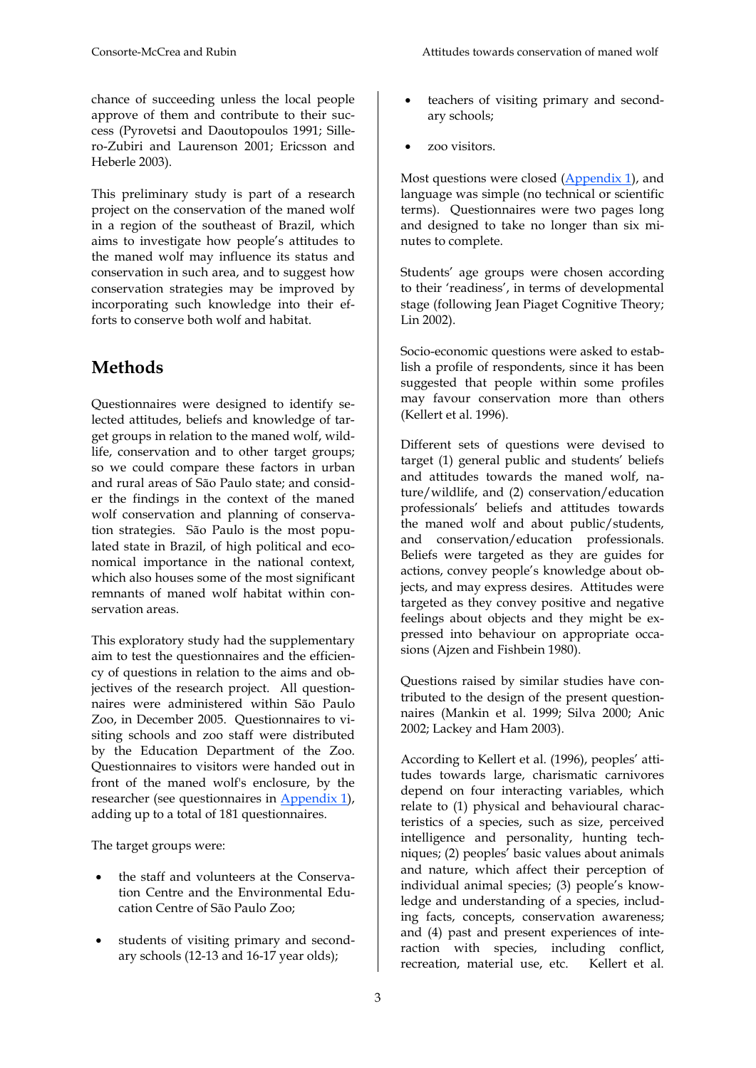chance of succeeding unless the local people approve of them and contribute to their success (Pyrovetsi and Daoutopoulos 1991; Sillero-Zubiri and Laurenson 2001; Ericsson and Heberle 2003).

This preliminary study is part of a research project on the conservation of the maned wolf in a region of the southeast of Brazil, which aims to investigate how people's attitudes to the maned wolf may influence its status and conservation in such area, and to suggest how conservation strategies may be improved by incorporating such knowledge into their efforts to conserve both wolf and habitat.

## Methods

Questionnaires were designed to identify selected attitudes, beliefs and knowledge of target groups in relation to the maned wolf, wildlife, conservation and to other target groups; so we could compare these factors in urban and rural areas of São Paulo state; and consider the findings in the context of the maned wolf conservation and planning of conservation strategies. São Paulo is the most populated state in Brazil, of high political and economical importance in the national context, which also houses some of the most significant remnants of maned wolf habitat within conservation areas.

This exploratory study had the supplementary aim to test the questionnaires and the efficiency of questions in relation to the aims and objectives of the research project. All questionnaires were administered within São Paulo Zoo, in December 2005. Questionnaires to visiting schools and zoo staff were distributed by the Education Department of the Zoo. Questionnaires to visitors were handed out in front of the maned wolf's enclosure, by the researcher (see questionnaires in Appendix 1), adding up to a total of 181 questionnaires.

The target groups were:

- the staff and volunteers at the Conservation Centre and the Environmental Education Centre of São Paulo Zoo;
- students of visiting primary and secondary schools (12-13 and 16-17 year olds);
- teachers of visiting primary and secondary schools;
- zoo visitors.

Most questions were closed (Appendix 1), and language was simple (no technical or scientific terms). Questionnaires were two pages long and designed to take no longer than six minutes to complete.

Students' age groups were chosen according to their 'readiness', in terms of developmental stage (following Jean Piaget Cognitive Theory; Lin 2002).

Socio-economic questions were asked to establish a profile of respondents, since it has been suggested that people within some profiles may favour conservation more than others (Kellert et al. 1996).

Different sets of questions were devised to target (1) general public and students' beliefs and attitudes towards the maned wolf, nature/wildlife, and (2) conservation/education professionals' beliefs and attitudes towards the maned wolf and about public/students, and conservation/education professionals. Beliefs were targeted as they are guides for actions, convey people's knowledge about objects, and may express desires. Attitudes were targeted as they convey positive and negative feelings about objects and they might be expressed into behaviour on appropriate occasions (Ajzen and Fishbein 1980).

Questions raised by similar studies have contributed to the design of the present questionnaires (Mankin et al. 1999; Silva 2000; Anic 2002; Lackey and Ham 2003).

According to Kellert et al. (1996), peoples' attitudes towards large, charismatic carnivores depend on four interacting variables, which relate to (1) physical and behavioural characteristics of a species, such as size, perceived intelligence and personality, hunting techniques; (2) peoples' basic values about animals and nature, which affect their perception of individual animal species; (3) people's knowledge and understanding of a species, including facts, concepts, conservation awareness; and (4) past and present experiences of interaction with species, including conflict, recreation, material use, etc. Kellert et al.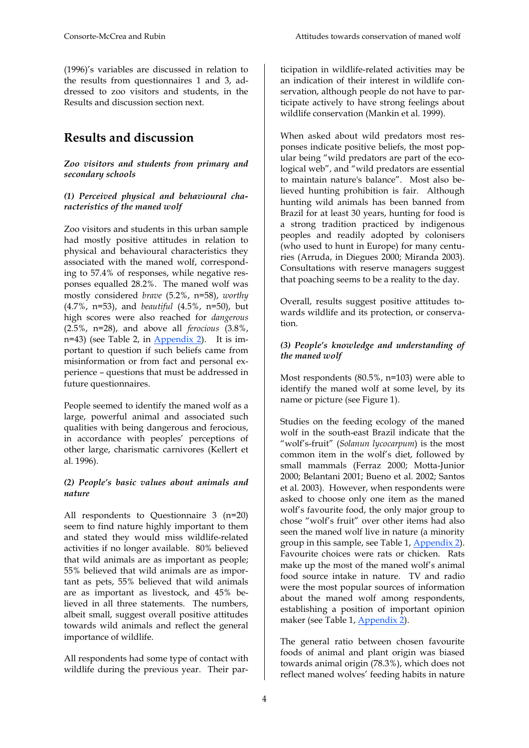(1996)'s variables are discussed in relation to the results from questionnaires 1 and 3, addressed to zoo visitors and students, in the Results and discussion section next.

## Results and discussion

### *Zoo visitors and students from primary and secondary schools*

#### *(1) Perceived physical and behavioural characteristics of the maned wolf*

Zoo visitors and students in this urban sample had mostly positive attitudes in relation to physical and behavioural characteristics they associated with the maned wolf, corresponding to 57.4% of responses, while negative responses equalled 28.2%. The maned wolf was mostly considered *brave* (5.2%, n=58), *worthy* (4.7%, n=53), and *beautiful* (4.5%, n=50), but high scores were also reached for *dangerous* (2.5%, n=28), and above all *ferocious* (3.8%, n=43) (see Table 2, in Appendix 2). It is important to question if such beliefs came from misinformation or from fact and personal experience – questions that must be addressed in future questionnaires.

People seemed to identify the maned wolf as a large, powerful animal and associated such qualities with being dangerous and ferocious, in accordance with peoples' perceptions of other large, charismatic carnivores (Kellert et al. 1996).

#### *(2) People's basic values about animals and nature*

All respondents to Questionnaire 3 (n=20) seem to find nature highly important to them and stated they would miss wildlife-related activities if no longer available. 80% believed that wild animals are as important as people; 55% believed that wild animals are as important as pets, 55% believed that wild animals are as important as livestock, and 45% believed in all three statements. The numbers, albeit small, suggest overall positive attitudes towards wild animals and reflect the general importance of wildlife.

All respondents had some type of contact with wildlife during the previous year. Their participation in wildlife-related activities may be an indication of their interest in wildlife conservation, although people do not have to participate actively to have strong feelings about wildlife conservation (Mankin et al. 1999).

When asked about wild predators most responses indicate positive beliefs, the most popular being "wild predators are part of the ecological web", and "wild predators are essential to maintain nature's balance". Most also believed hunting prohibition is fair. Although hunting wild animals has been banned from Brazil for at least 30 years, hunting for food is a strong tradition practiced by indigenous peoples and readily adopted by colonisers (who used to hunt in Europe) for many centuries (Arruda, in Diegues 2000; Miranda 2003). Consultations with reserve managers suggest that poaching seems to be a reality to the day.

Overall, results suggest positive attitudes towards wildlife and its protection, or conservation.

#### *(3) People's knowledge and understanding of the maned wolf*

Most respondents (80.5%, n=103) were able to identify the maned wolf at some level, by its name or picture (see Figure 1).

Studies on the feeding ecology of the maned wolf in the south-east Brazil indicate that the "wolf's-fruit" (*Solanun lycocarpum*) is the most common item in the wolf's diet, followed by small mammals (Ferraz 2000; Motta-Junior 2000; Belantani 2001; Bueno et al. 2002; Santos et al. 2003). However, when respondents were asked to choose only one item as the maned wolf's favourite food, the only major group to chose "wolf's fruit" over other items had also seen the maned wolf live in nature (a minority group in this sample, see Table 1, Appendix 2). Favourite choices were rats or chicken. Rats make up the most of the maned wolf's animal food source intake in nature. TV and radio were the most popular sources of information about the maned wolf among respondents, establishing a position of important opinion maker (see Table 1, Appendix 2).

The general ratio between chosen favourite foods of animal and plant origin was biased towards animal origin (78.3%), which does not reflect maned wolves' feeding habits in nature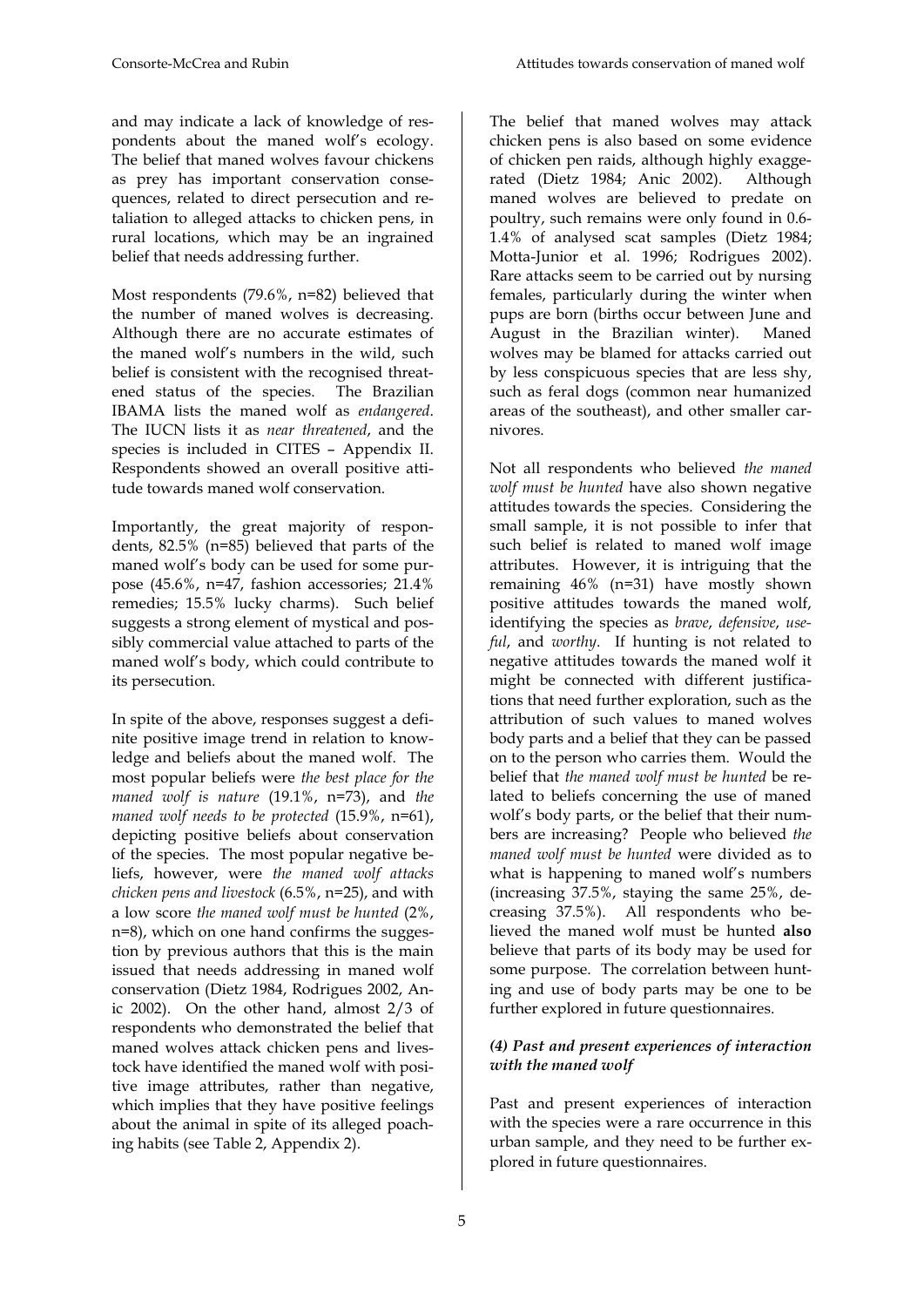and may indicate a lack of knowledge of respondents about the maned wolf's ecology. The belief that maned wolves favour chickens as prey has important conservation consequences, related to direct persecution and retaliation to alleged attacks to chicken pens, in rural locations, which may be an ingrained belief that needs addressing further.

Most respondents (79.6%, n=82) believed that the number of maned wolves is decreasing. Although there are no accurate estimates of the maned wolf's numbers in the wild, such belief is consistent with the recognised threatened status of the species. The Brazilian IBAMA lists the maned wolf as *endangered*. The IUCN lists it as *near threatened*, and the species is included in CITES – Appendix II. Respondents showed an overall positive attitude towards maned wolf conservation.

Importantly, the great majority of respondents, 82.5% (n=85) believed that parts of the maned wolf's body can be used for some purpose (45.6%, n=47, fashion accessories; 21.4% remedies; 15.5% lucky charms). Such belief suggests a strong element of mystical and possibly commercial value attached to parts of the maned wolf's body, which could contribute to its persecution.

In spite of the above, responses suggest a definite positive image trend in relation to knowledge and beliefs about the maned wolf. The most popular beliefs were *the best place for the maned wolf is nature* (19.1%, n=73), and *the maned wolf needs to be protected* (15.9%, n=61), depicting positive beliefs about conservation of the species. The most popular negative beliefs, however, were *the maned wolf attacks chicken pens and livestock* (6.5%, n=25), and with a low score *the maned wolf must be hunted* (2%, n=8), which on one hand confirms the suggestion by previous authors that this is the main issued that needs addressing in maned wolf conservation (Dietz 1984, Rodrigues 2002, Anic 2002). On the other hand, almost 2/3 of respondents who demonstrated the belief that maned wolves attack chicken pens and livestock have identified the maned wolf with positive image attributes, rather than negative, which implies that they have positive feelings about the animal in spite of its alleged poaching habits (see Table 2, Appendix 2).

The belief that maned wolves may attack chicken pens is also based on some evidence of chicken pen raids, although highly exaggerated (Dietz 1984; Anic 2002). Although maned wolves are believed to predate on poultry, such remains were only found in 0.6-1.4% of analysed scat samples (Dietz 1984; Motta-Junior et al. 1996; Rodrigues 2002). Rare attacks seem to be carried out by nursing females, particularly during the winter when pups are born (births occur between June and August in the Brazilian winter). Maned wolves may be blamed for attacks carried out by less conspicuous species that are less shy, such as feral dogs (common near humanized areas of the southeast), and other smaller carnivores.

Not all respondents who believed *the maned wolf must be hunted* have also shown negative attitudes towards the species. Considering the small sample, it is not possible to infer that such belief is related to maned wolf image attributes. However, it is intriguing that the remaining 46% (n=31) have mostly shown positive attitudes towards the maned wolf, identifying the species as *brave*, *defensive*, *useful*, and *worthy*. If hunting is not related to negative attitudes towards the maned wolf it might be connected with different justifications that need further exploration, such as the attribution of such values to maned wolves body parts and a belief that they can be passed on to the person who carries them. Would the belief that *the maned wolf must be hunted* be related to beliefs concerning the use of maned wolf's body parts, or the belief that their numbers are increasing? People who believed *the maned wolf must be hunted* were divided as to what is happening to maned wolf's numbers (increasing 37.5%, staying the same 25%, decreasing 37.5%). All respondents who believed the maned wolf must be hunted **also** believe that parts of its body may be used for some purpose. The correlation between hunting and use of body parts may be one to be further explored in future questionnaires.

#### *(4) Past and present experiences of interaction with the maned wolf*

Past and present experiences of interaction with the species were a rare occurrence in this urban sample, and they need to be further explored in future questionnaires.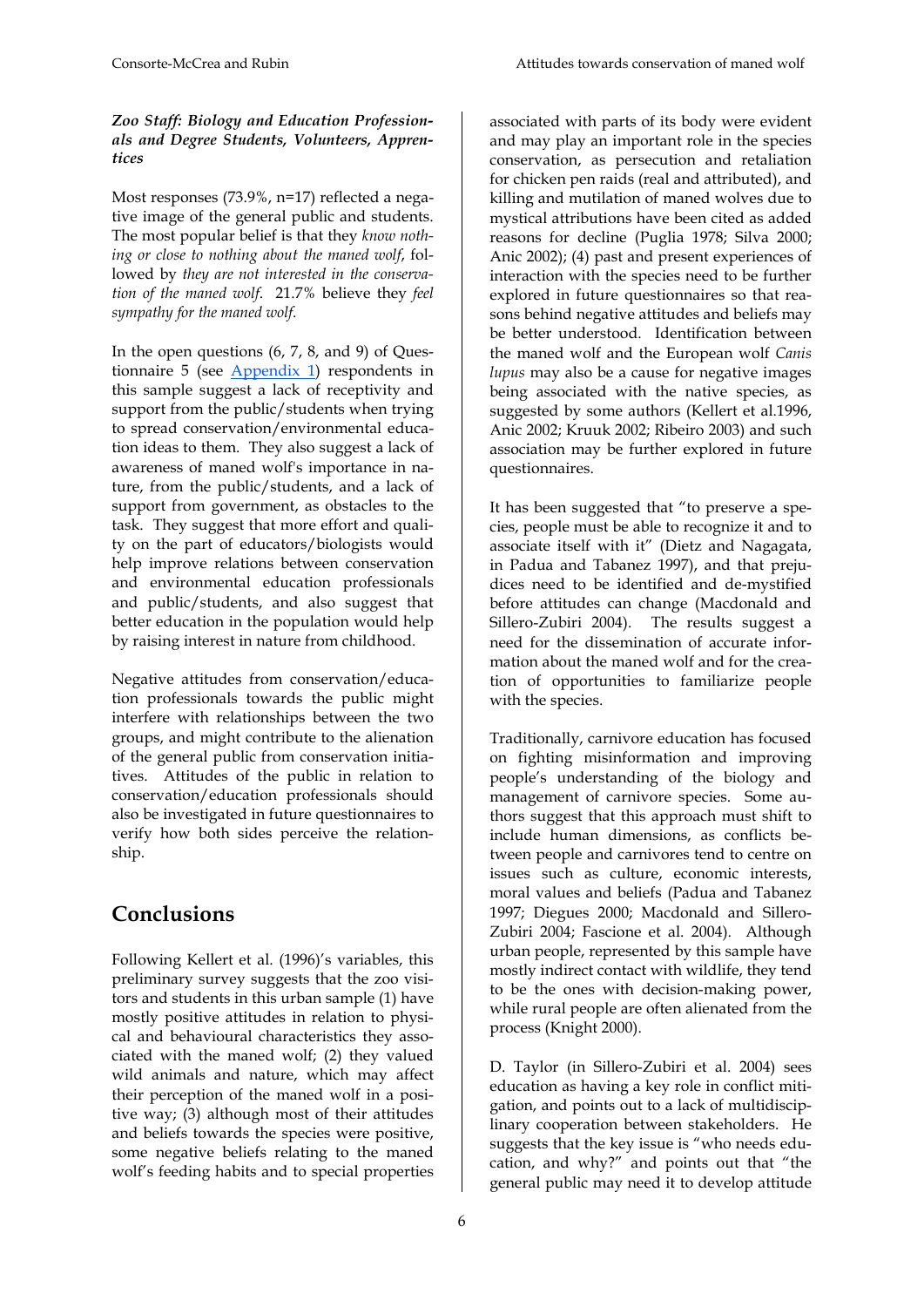### *Zoo Staff: Biology and Education Professionals and Degree Students, Volunteers, Apprentices*

Most responses (73.9%, n=17) reflected a negative image of the general public and students. The most popular belief is that they *know nothing or close to nothing about the maned wolf*, followed by *they are not interested in the conservation of the maned wolf*. 21.7% believe they *feel sympathy for the maned wolf*.

In the open questions (6, 7, 8, and 9) of Questionnaire 5 (see Appendix 1) respondents in this sample suggest a lack of receptivity and support from the public/students when trying to spread conservation/environmental education ideas to them. They also suggest a lack of awareness of maned wolf's importance in nature, from the public/students, and a lack of support from government, as obstacles to the task. They suggest that more effort and quality on the part of educators/biologists would help improve relations between conservation and environmental education professionals and public/students, and also suggest that better education in the population would help by raising interest in nature from childhood.

Negative attitudes from conservation/education professionals towards the public might interfere with relationships between the two groups, and might contribute to the alienation of the general public from conservation initiatives. Attitudes of the public in relation to conservation/education professionals should also be investigated in future questionnaires to verify how both sides perceive the relationship.

## Conclusions

Following Kellert et al. (1996)'s variables, this preliminary survey suggests that the zoo visitors and students in this urban sample (1) have mostly positive attitudes in relation to physical and behavioural characteristics they associated with the maned wolf; (2) they valued wild animals and nature, which may affect their perception of the maned wolf in a positive way; (3) although most of their attitudes and beliefs towards the species were positive, some negative beliefs relating to the maned wolf's feeding habits and to special properties associated with parts of its body were evident and may play an important role in the species conservation, as persecution and retaliation for chicken pen raids (real and attributed), and killing and mutilation of maned wolves due to mystical attributions have been cited as added reasons for decline (Puglia 1978; Silva 2000; Anic 2002); (4) past and present experiences of interaction with the species need to be further explored in future questionnaires so that reasons behind negative attitudes and beliefs may be better understood. Identification between the maned wolf and the European wolf *Canis lupus* may also be a cause for negative images being associated with the native species, as suggested by some authors (Kellert et al.1996, Anic 2002; Kruuk 2002; Ribeiro 2003) and such association may be further explored in future questionnaires.

It has been suggested that "to preserve a species, people must be able to recognize it and to associate itself with it" (Dietz and Nagagata, in Padua and Tabanez 1997), and that prejudices need to be identified and de-mystified before attitudes can change (Macdonald and Sillero-Zubiri 2004). The results suggest a need for the dissemination of accurate information about the maned wolf and for the creation of opportunities to familiarize people with the species.

Traditionally, carnivore education has focused on fighting misinformation and improving people's understanding of the biology and management of carnivore species. Some authors suggest that this approach must shift to include human dimensions, as conflicts between people and carnivores tend to centre on issues such as culture, economic interests, moral values and beliefs (Padua and Tabanez 1997; Diegues 2000; Macdonald and Sillero-Zubiri 2004; Fascione et al. 2004). Although urban people, represented by this sample have mostly indirect contact with wildlife, they tend to be the ones with decision-making power, while rural people are often alienated from the process (Knight 2000).

D. Taylor (in Sillero-Zubiri et al. 2004) sees education as having a key role in conflict mitigation, and points out to a lack of multidisciplinary cooperation between stakeholders. He suggests that the key issue is "who needs education, and why?" and points out that "the general public may need it to develop attitude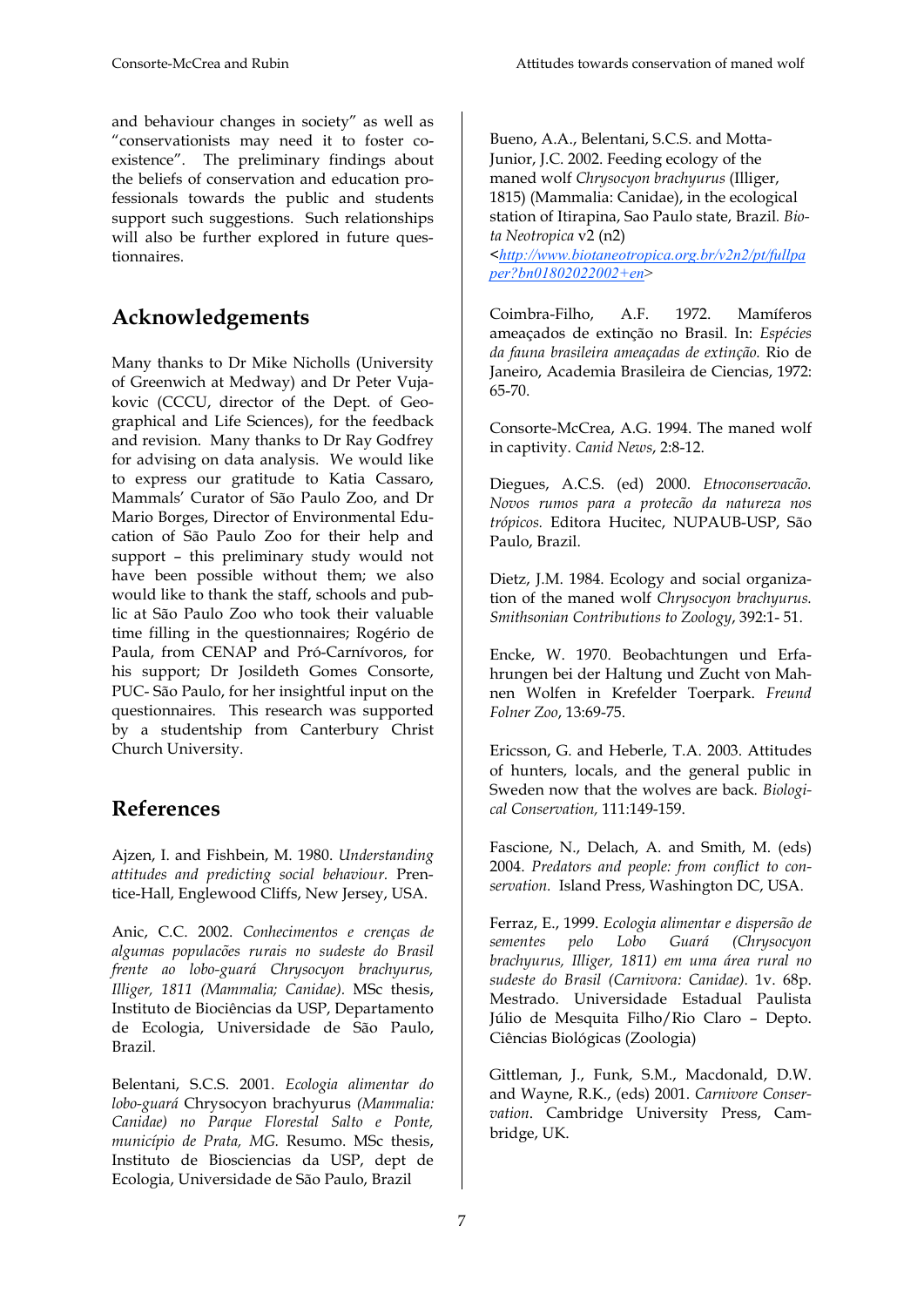and behaviour changes in society" as well as "conservationists may need it to foster co-existence". The preliminary findings about the beliefs of conservation and education professionals towards the public and students support such suggestions. Such relationships will also be further explored in future questionnaires.

## Acknowledgements

Many thanks to Dr Mike Nicholls (University of Greenwich at Medway) and Dr Peter Vujakovic (CCCU, director of the Dept. of Geographical and Life Sciences), for the feedback and revision. Many thanks to Dr Ray Godfrey for advising on data analysis. We would like to express our gratitude to Katia Cassaro, Mammals' Curator of São Paulo Zoo, and Dr Mario Borges, Director of Environmental Education of São Paulo Zoo for their help and support – this preliminary study would not have been possible without them; we also would like to thank the staff, schools and public at São Paulo Zoo who took their valuable time filling in the questionnaires; Rogério de Paula, from CENAP and Pró-Carnívoros, for his support; Dr Josildeth Gomes Consorte, PUC- São Paulo, for her insightful input on the questionnaires. This research was supported by a studentship from Canterbury Christ Church University.

## References

Ajzen, I. and Fishbein, M. 1980. *Understanding attitudes and predicting social behaviour.* Prentice-Hall, Englewood Cliffs, New Jersey, USA.

Anic, C.C. 2002. *Conhecimentos e crenças de algumas populacões rurais no sudeste do Brasil frente ao lobo-guará Chrysocyon brachyurus, Illiger, 1811 (Mammalia; Canidae).* MSc thesis, Instituto de Biociências da USP, Departamento de Ecologia, Universidade de São Paulo, Brazil.

Belentani, S.C.S. 2001. *Ecologia alimentar do lobo-guará* Chrysocyon brachyurus *(Mammalia: Canidae) no Parque Florestal Salto e Ponte, município de Prata, MG.* Resumo. MSc thesis, Instituto de Biosciencias da USP, dept de Ecologia, Universidade de São Paulo, Brazil

Bueno, A.A., Belentani, S.C.S. and Motta-Junior, J.C. 2002. Feeding ecology of the maned wolf *Chrysocyon brachyurus* (Illiger, 1815) (Mammalia: Canidae), in the ecological station of Itirapina, Sao Paulo state, Brazil. *Biota Neotropica* v2 (n2) <http://www.biotaneotropica.org.br/v2n2/pt/fullpaper?bn01802022002+en>

Coimbra-Filho, A.F. 1972. Mamíferos ameaçados de extinção no Brasil. In: *Espécies da fauna brasileira ameaçadas de extinção.* Rio de Janeiro, Academia Brasileira de Ciencias, 1972: 65-70.

Consorte-McCrea, A.G. 1994. The maned wolf in captivity. *Canid News*, 2:8-12.

Diegues, A.C.S. (ed) 2000. *Etnoconservacão. Novos rumos para a protecão da natureza nos trópicos.* Editora Hucitec, NUPAUB-USP, São Paulo, Brazil.

Dietz, J.M. 1984. Ecology and social organization of the maned wolf *Chrysocyon brachyurus. Smithsonian Contributions to Zoology*, 392:1- 51.

Encke, W. 1970. Beobachtungen und Erfahrungen bei der Haltung und Zucht von Mahnen Wolfen in Krefelder Toerpark. *Freund Folner Zoo*, 13:69-75.

Ericsson, G. and Heberle, T.A. 2003. Attitudes of hunters, locals, and the general public in Sweden now that the wolves are back. *Biological Conservation,* 111:149-159.

Fascione, N., Delach, A. and Smith, M. (eds) 2004. *Predators and people: from conflict to conservation.* Island Press, Washington DC, USA.

Ferraz, E., 1999. *Ecologia alimentar e dispersão de sementes pelo Lobo Guará (Chrysocyon brachyurus, Illiger, 1811) em uma área rural no sudeste do Brasil (Carnivora: Canidae).* 1v. 68p. Mestrado. Universidade Estadual Paulista Júlio de Mesquita Filho/Rio Claro – Depto. Ciências Biológicas (Zoologia)

Gittleman, J., Funk, S.M., Macdonald, D.W. and Wayne, R.K., (eds) 2001. *Carnivore Conservation*. Cambridge University Press, Cambridge, UK.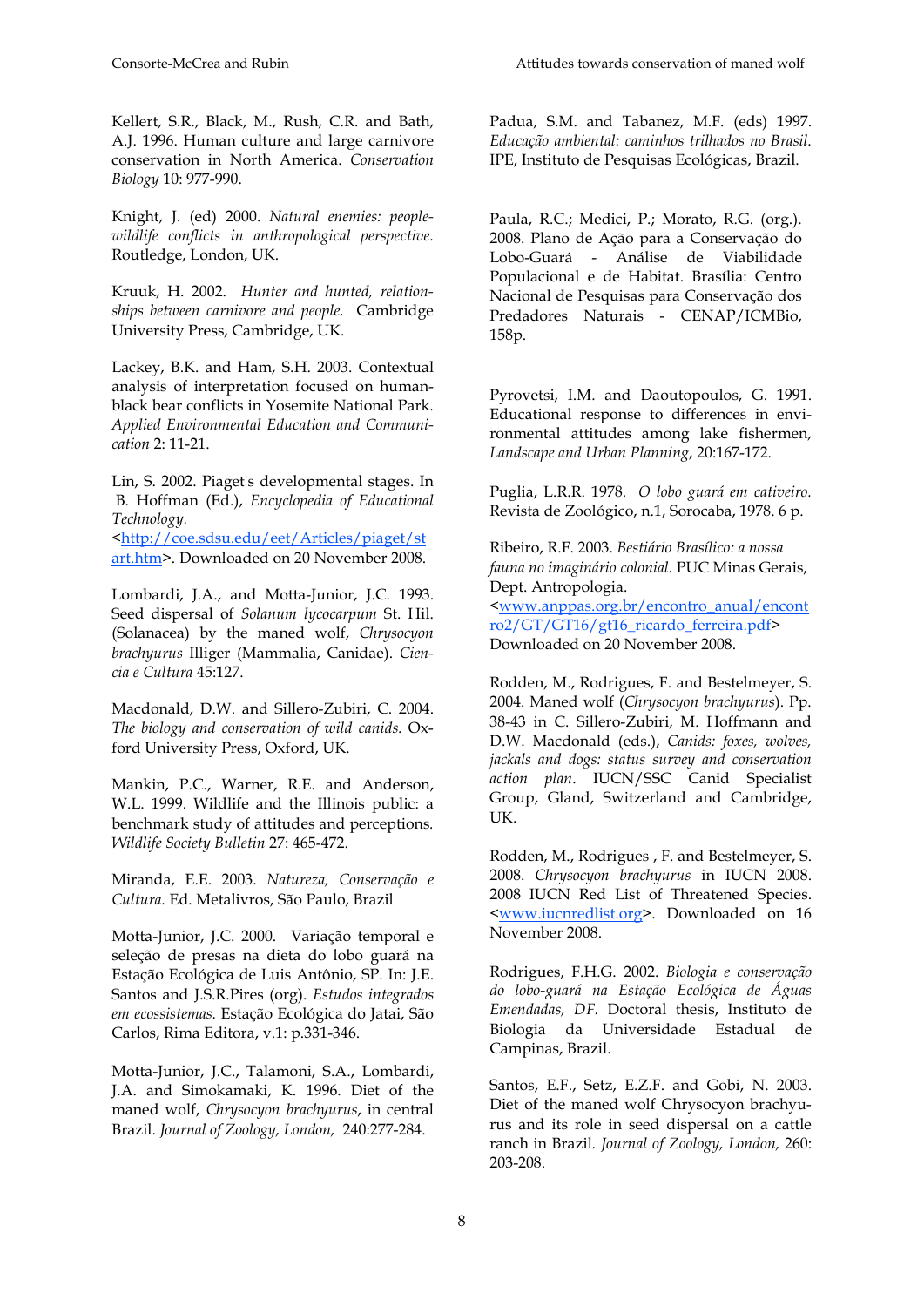Kellert, S.R., Black, M., Rush, C.R. and Bath, A.J. 1996. Human culture and large carnivore conservation in North America. *Conservation Biology* 10: 977-990.

Knight, J. (ed) 2000. *Natural enemies: people-wildlife conflicts in anthropological perspective.* Routledge, London, UK.

Kruuk, H. 2002. *Hunter and hunted, relationships between carnivore and people.* Cambridge University Press, Cambridge, UK.

Lackey, B.K. and Ham, S.H. 2003. Contextual analysis of interpretation focused on human-black bear conflicts in Yosemite National Park. *Applied Environmental Education and Communication* 2: 11-21.

Lin, S. 2002. Piaget's developmental stages. In B. Hoffman (Ed.), *Encyclopedia of Educational Technology.* <http://coe.sdsu.edu/eet/Articles/piaget/start.htm>. Downloaded on 20 November 2008.

Lombardi, J.A., and Motta-Junior, J.C. 1993. Seed dispersal of *Solanum lycocarpum* St. Hil. (Solanacea) by the maned wolf, *Chrysocyon brachyurus* Illiger (Mammalia, Canidae). *Ciencia e Cultura* 45:127.

Macdonald, D.W. and Sillero-Zubiri, C. 2004. *The biology and conservation of wild canids.* Oxford University Press, Oxford, UK.

Mankin, P.C., Warner, R.E. and Anderson, W.L. 1999. Wildlife and the Illinois public: a benchmark study of attitudes and perceptions. *Wildlife Society Bulletin* 27: 465-472.

Miranda, E.E. 2003. *Natureza, Conservação e Cultura.* Ed. Metalivros, São Paulo, Brazil

Motta-Junior, J.C. 2000. Variação temporal e seleção de presas na dieta do lobo guará na Estação Ecológica de Luis Antônio, SP. In: J.E. Santos and J.S.R.Pires (org). *Estudos integrados em ecossistemas.* Estação Ecológica do Jatai, São Carlos, Rima Editora, v.1: p.331-346.

Motta-Junior, J.C., Talamoni, S.A., Lombardi, J.A. and Simokamaki, K. 1996. Diet of the maned wolf, *Chrysocyon brachyurus*, in central Brazil. *Journal of Zoology, London,* 240:277-284.

Padua, S.M. and Tabanez, M.F. (eds) 1997. *Educação ambiental: caminhos trilhados no Brasil.* IPE, Instituto de Pesquisas Ecológicas, Brazil.

Paula, R.C.; Medici, P.; Morato, R.G. (org.). 2008. Plano de Ação para a Conservação do Lobo-Guará - Análise de Viabilidade Populacional e de Habitat. Brasília: Centro Nacional de Pesquisas para Conservação dos Predadores Naturais - CENAP/ICMBio, 158p.

Pyrovetsi, I.M. and Daoutopoulos, G. 1991. Educational response to differences in environmental attitudes among lake fishermen, *Landscape and Urban Planning*, 20:167-172.

Puglia, L.R.R. 1978. *O lobo guará em cativeiro.* Revista de Zoológico, n.1, Sorocaba, 1978. 6 p.

Ribeiro, R.F. 2003. *Bestiário Brasílico: a nossa fauna no imaginário colonial.* PUC Minas Gerais, Dept. Antropologia. <www.anppas.org.br/encontro_anual/encontro2/GT/GT16/gt16_ricardo_ferreira.pdf> Downloaded on 20 November 2008.

Rodden, M., Rodrigues, F. and Bestelmeyer, S. 2004. Maned wolf (*Chrysocyon brachyurus*). Pp. 38-43 in C. Sillero-Zubiri, M. Hoffmann and D.W. Macdonald (eds.), *Canids: foxes, wolves, jackals and dogs: status survey and conservation action plan*. IUCN/SSC Canid Specialist Group, Gland, Switzerland and Cambridge, UK.

Rodden, M., Rodrigues , F. and Bestelmeyer, S. 2008. *Chrysocyon brachyurus* in IUCN 2008. 2008 IUCN Red List of Threatened Species. <www.iucnredlist.org>. Downloaded on 16 November 2008.

Rodrigues, F.H.G. 2002. *Biologia e conservação do lobo-guará na Estação Ecológica de Águas Emendadas, DF.* Doctoral thesis, Instituto de Biologia da Universidade Estadual de Campinas, Brazil.

Santos, E.F., Setz, E.Z.F. and Gobi, N. 2003. Diet of the maned wolf Chrysocyon brachyurus and its role in seed dispersal on a cattle ranch in Brazil. *Journal of Zoology, London,* 260: 203-208.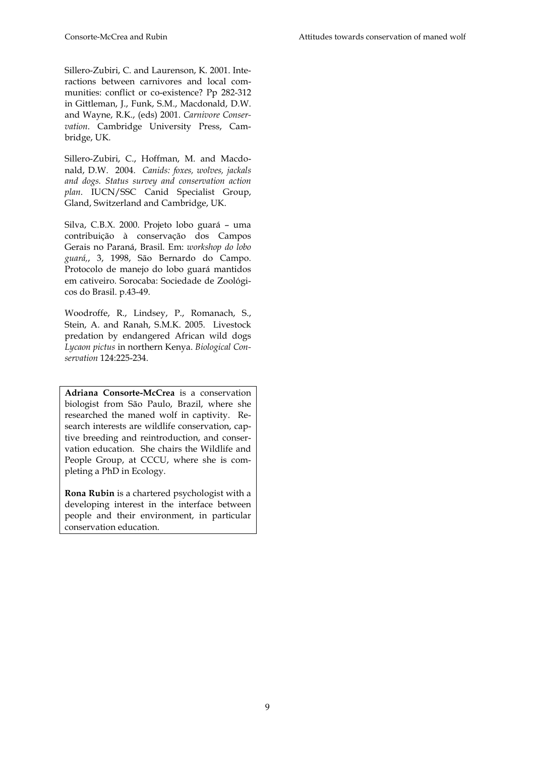Sillero-Zubiri, C. and Laurenson, K. 2001. Interactions between carnivores and local communities: conflict or co-existence? Pp 282-312 in Gittleman, J., Funk, S.M., Macdonald, D.W. and Wayne, R.K., (eds) 2001. *Carnivore Conservation*. Cambridge University Press, Cambridge, UK.

Sillero-Zubiri, C., Hoffman, M. and Macdonald, D.W. 2004. *Canids: foxes, wolves, jackals and dogs. Status survey and conservation action plan*. IUCN/SSC Canid Specialist Group, Gland, Switzerland and Cambridge, UK.

Silva, C.B.X. 2000. Projeto lobo guará – uma contribuição à conservação dos Campos Gerais no Paraná, Brasil. Em: *workshop do lobo guará,*, 3, 1998, São Bernardo do Campo. Protocolo de manejo do lobo guará mantidos em cativeiro. Sorocaba: Sociedade de Zoológicos do Brasil. p.43-49.

Woodroffe, R., Lindsey, P., Romanach, S., Stein, A. and Ranah, S.M.K. 2005. Livestock predation by endangered African wild dogs *Lycaon pictus* in northern Kenya. *Biological Conservation* 124:225-234.

**Adriana Consorte-McCrea** is a conservation biologist from São Paulo, Brazil, where she researched the maned wolf in captivity. Research interests are wildlife conservation, captive breeding and reintroduction, and conservation education. She chairs the Wildlife and People Group, at CCCU, where she is completing a PhD in Ecology.

**Rona Rubin** is a chartered psychologist with a developing interest in the interface between people and their environment, in particular conservation education.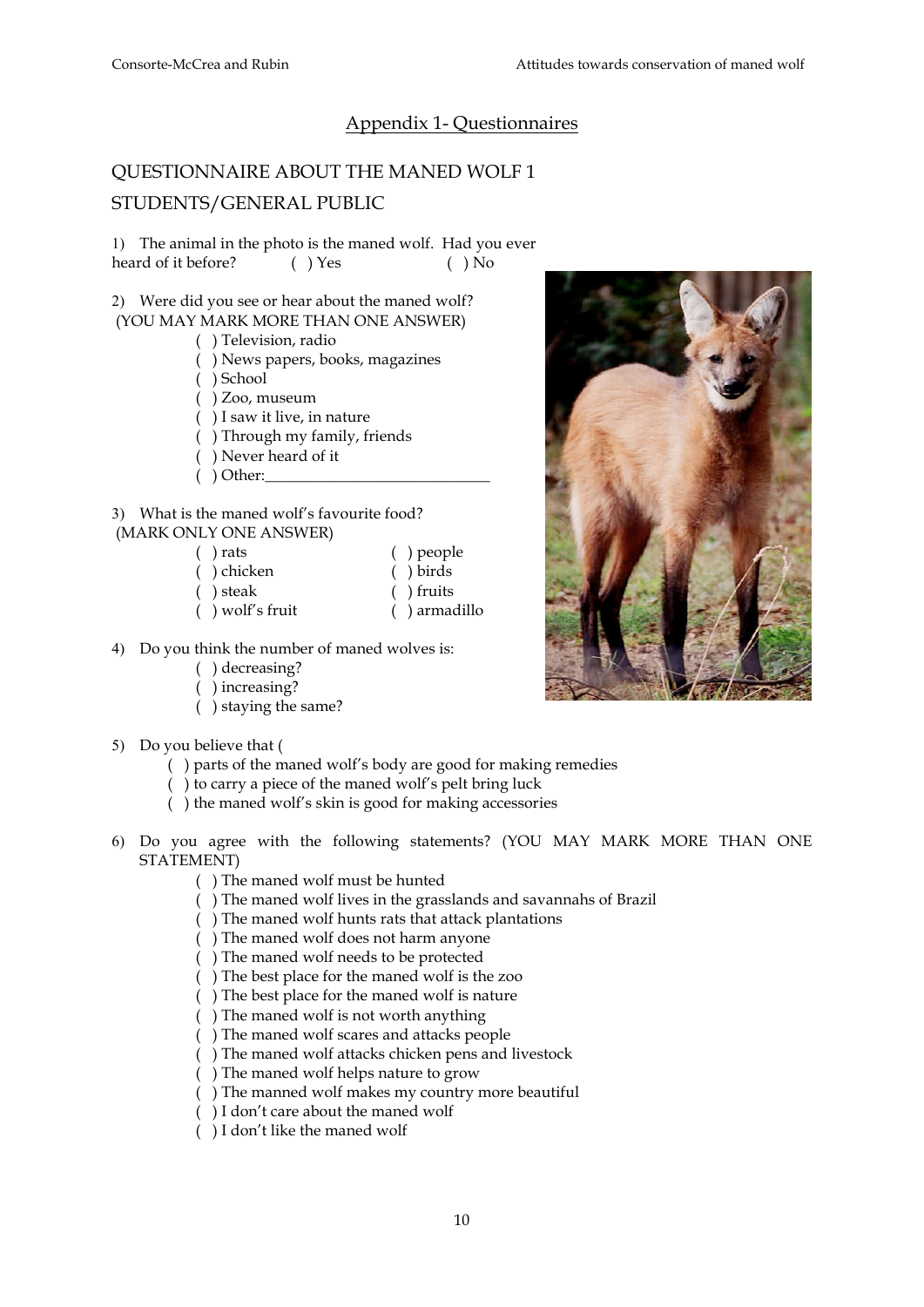## Appendix 1- Questionnaires

## QUESTIONNAIRE ABOUT THE MANED WOLF 1

## STUDENTS/GENERAL PUBLIC

1) The animal in the photo is the maned wolf. Had you ever heard of it before? ( ) Yes ( ) No

2) Were did you see or hear about the maned wolf? (YOU MAY MARK MORE THAN ONE ANSWER)

( ) Television, radio
( ) News papers, books, magazines
( ) School
( ) Zoo, museum
( ) I saw it live, in nature
( ) Through my family, friends
( ) Never heard of it
( ) Other:____________________________

3) What is the maned wolf's favourite food? (MARK ONLY ONE ANSWER)

( ) rats ( ) people
( ) chicken ( ) birds
( ) steak ( ) fruits
( ) wolf's fruit ( ) armadillo

4) Do you think the number of maned wolves is:

( ) decreasing?
( ) increasing?
( ) staying the same?

5) Do you believe that (

( ) parts of the maned wolf's body are good for making remedies
( ) to carry a piece of the maned wolf's pelt bring luck
( ) the maned wolf's skin is good for making accessories

6) Do you agree with the following statements? (YOU MAY MARK MORE THAN ONE STATEMENT)

( ) The maned wolf must be hunted
( ) The maned wolf lives in the grasslands and savannahs of Brazil
( ) The maned wolf hunts rats that attack plantations
( ) The maned wolf does not harm anyone
( ) The maned wolf needs to be protected
( ) The best place for the maned wolf is the zoo
( ) The best place for the maned wolf is nature
( ) The maned wolf is not worth anything
( ) The maned wolf scares and attacks people
( ) The maned wolf attacks chicken pens and livestock
( ) The maned wolf helps nature to grow
( ) The manned wolf makes my country more beautiful
( ) I don't care about the maned wolf
( ) I don't like the maned wolf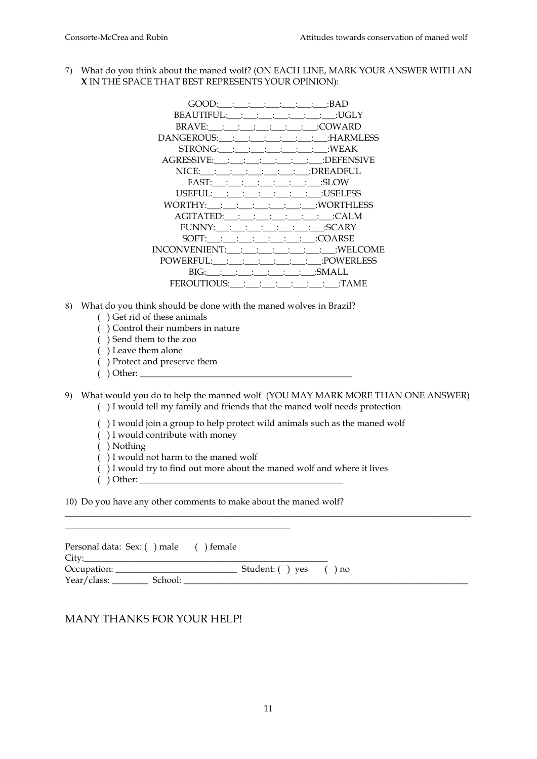7) What do you think about the maned wolf? (ON EACH LINE, MARK YOUR ANSWER WITH AN **X** IN THE SPACE THAT BEST REPRESENTS YOUR OPINION):

GOOD:___:___:___:___:___:___:___:BAD
BEAUTIFUL:___:___:___:___:___:___:___:UGLY
BRAVE:___:___:___:___:___:___:___:COWARD
DANGEROUS:___:___:___:___:___:___:___:HARMLESS
STRONG:___:___:___:___:___:___:___:WEAK
AGRESSIVE:___:___:___:___:___:___:___:DEFENSIVE
NICE:___:___:___:___:___:___:___:DREADFUL
FAST:___:___:___:___:___:___:___:SLOW
USEFUL:___:___:___:___:___:___:___:USELESS
WORTHY:___:___:___:___:___:___:___:WORTHLESS
AGITATED:___:___:___:___:___:___:___:CALM
FUNNY:___:___:___:___:___:___:___:SCARY
SOFT:___:___:___:___:___:___:___:COARSE
INCONVENIENT:___:___:___:___:___:___:___:WELCOME
POWERFUL:___:___:___:___:___:___:___:POWERLESS
BIG:___:___:___:___:___:___:___:SMALL
FEROUTIOUS:___:___:___:___:___:___:___:TAME

8) What do you think should be done with the maned wolves in Brazil?
   ( ) Get rid of these animals
   ( ) Control their numbers in nature
   ( ) Send them to the zoo
   ( ) Leave them alone
   ( ) Protect and preserve them
   ( ) Other: ______________________________________________

9) What would you do to help the manned wolf (YOU MAY MARK MORE THAN ONE ANSWER)
   ( ) I would tell my family and friends that the maned wolf needs protection
   ( ) I would join a group to help protect wild animals such as the maned wolf
   ( ) I would contribute with money
   ( ) Nothing
   ( ) I would not harm to the maned wolf
   ( ) I would try to find out more about the maned wolf and where it lives
   ( ) Other: ____________________________________________

10) Do you have any other comments to make about the maned wolf?
_____________________________________________________________________________________
__________________________________________________

Personal data: Sex: ( ) male ( ) female
City:____________________________________________________
Occupation: __________________________ Student: ( ) yes ( ) no
Year/class: ________ School: ______________________________________________________________

MANY THANKS FOR YOUR HELP!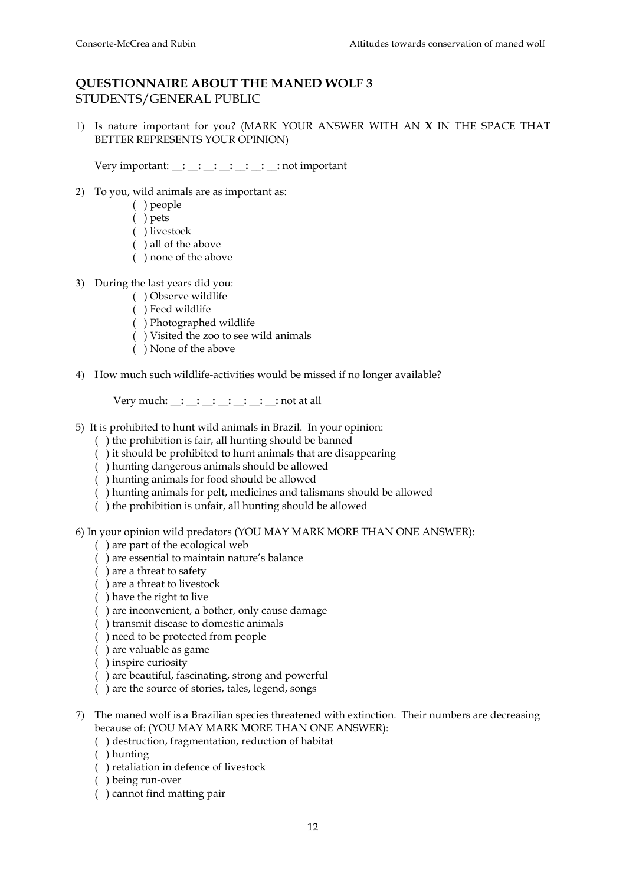## QUESTIONNAIRE ABOUT THE MANED WOLF 3
STUDENTS/GENERAL PUBLIC

1) Is nature important for you? (MARK YOUR ANSWER WITH AN **X** IN THE SPACE THAT BETTER REPRESENTS YOUR OPINION)

   Very important: __**:** __**:** __**:** __**:** __**:** __**:** __**:** not important

2) To you, wild animals are as important as:
   ( ) people
   ( ) pets
   ( ) livestock
   ( ) all of the above
   ( ) none of the above

3) During the last years did you:
   ( ) Observe wildlife
   ( ) Feed wildlife
   ( ) Photographed wildlife
   ( ) Visited the zoo to see wild animals
   ( ) None of the above

4) How much such wildlife-activities would be missed if no longer available?

   Very much**:** __**:** __**:** __**:** __**:** __**:** __**:** __**:** not at all

5) It is prohibited to hunt wild animals in Brazil. In your opinion:
   ( ) the prohibition is fair, all hunting should be banned
   ( ) it should be prohibited to hunt animals that are disappearing
   ( ) hunting dangerous animals should be allowed
   ( ) hunting animals for food should be allowed
   ( ) hunting animals for pelt, medicines and talismans should be allowed
   ( ) the prohibition is unfair, all hunting should be allowed

6) In your opinion wild predators (YOU MAY MARK MORE THAN ONE ANSWER):
   ( ) are part of the ecological web
   ( ) are essential to maintain nature's balance
   ( ) are a threat to safety
   ( ) are a threat to livestock
   ( ) have the right to live
   ( ) are inconvenient, a bother, only cause damage
   ( ) transmit disease to domestic animals
   ( ) need to be protected from people
   ( ) are valuable as game
   ( ) inspire curiosity
   ( ) are beautiful, fascinating, strong and powerful
   ( ) are the source of stories, tales, legend, songs

7) The maned wolf is a Brazilian species threatened with extinction. Their numbers are decreasing because of: (YOU MAY MARK MORE THAN ONE ANSWER):
   ( ) destruction, fragmentation, reduction of habitat
   ( ) hunting
   ( ) retaliation in defence of livestock
   ( ) being run-over
   ( ) cannot find matting pair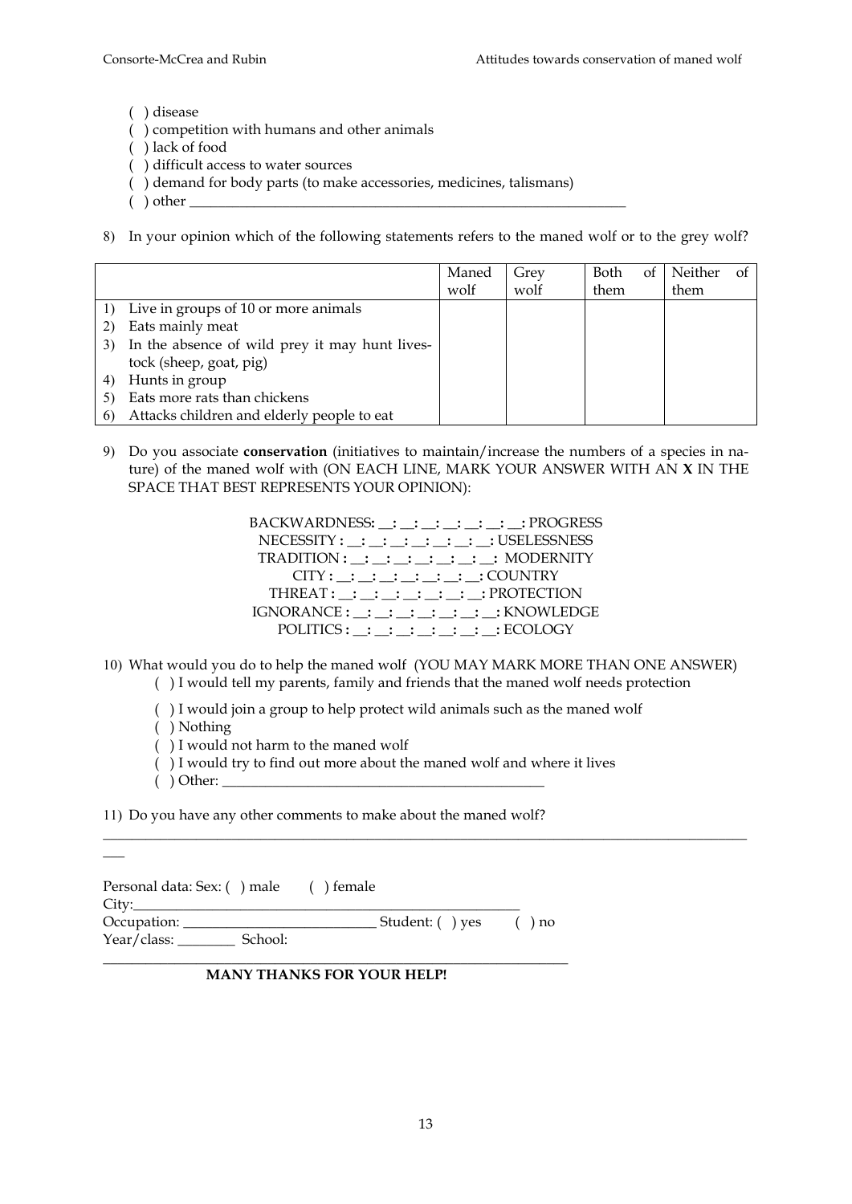( ) disease
( ) competition with humans and other animals
( ) lack of food
( ) difficult access to water sources
( ) demand for body parts (to make accessories, medicines, talismans)
( ) other ___________________________________________________________

8) In your opinion which of the following statements refers to the maned wolf or to the grey wolf?

| | Maned wolf | Grey wolf | Both of them | Neither of them |
|---|---|---|---|---|
| 1) Live in groups of 10 or more animals | | | | |
| 2) Eats mainly meat | | | | |
| 3) In the absence of wild prey it may hunt livestock (sheep, goat, pig) | | | | |
| 4) Hunts in group | | | | |
| 5) Eats more rats than chickens | | | | |
| 6) Attacks children and elderly people to eat | | | | |

9) Do you associate **conservation** (initiatives to maintain/increase the numbers of a species in nature) of the maned wolf with (ON EACH LINE, MARK YOUR ANSWER WITH AN **X** IN THE SPACE THAT BEST REPRESENTS YOUR OPINION):

BACKWARDNESS: __: __: __: __: __: __: __: PROGRESS
NECESSITY : __: __: __: __: __: __: __: USELESSNESS
TRADITION : __: __: __: __: __: __: __: MODERNITY
CITY : __: __: __: __: __: __: __: COUNTRY
THREAT : __: __: __: __: __: __: __: PROTECTION
IGNORANCE : __: __: __: __: __: __: __: KNOWLEDGE
POLITICS : __: __: __: __: __: __: __: ECOLOGY

10) What would you do to help the maned wolf (YOU MAY MARK MORE THAN ONE ANSWER)
( ) I would tell my parents, family and friends that the maned wolf needs protection
( ) I would join a group to help protect wild animals such as the maned wolf
( ) Nothing
( ) I would not harm to the maned wolf
( ) I would try to find out more about the maned wolf and where it lives
( ) Other: _____________________________________________

11) Do you have any other comments to make about the maned wolf?
______________________________________________________________________________________

Personal data: Sex: ( ) male ( ) female
City:___________________________________________________
Occupation: ___________________________ Student: ( ) yes ( ) no
Year/class: ________ School:
_________________________________________________________________

**MANY THANKS FOR YOUR HELP!**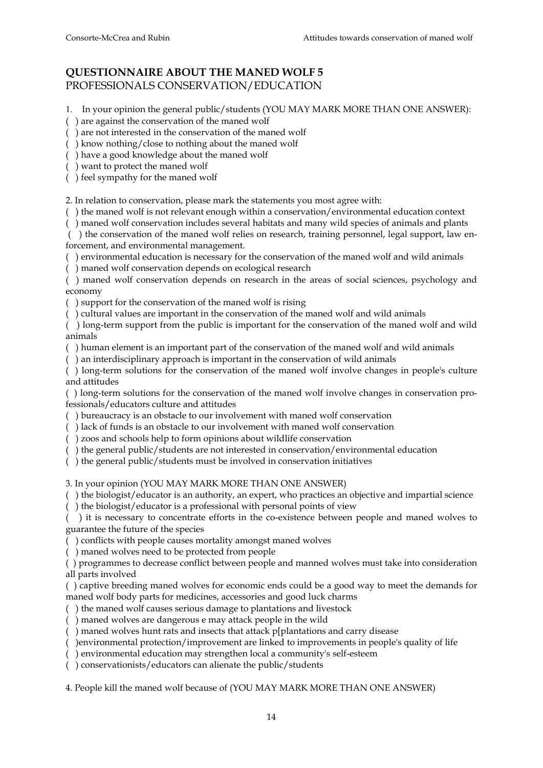## QUESTIONNAIRE ABOUT THE MANED WOLF 5
PROFESSIONALS CONSERVATION/EDUCATION

1. In your opinion the general public/students (YOU MAY MARK MORE THAN ONE ANSWER):
( ) are against the conservation of the maned wolf
( ) are not interested in the conservation of the maned wolf
( ) know nothing/close to nothing about the maned wolf
( ) have a good knowledge about the maned wolf
( ) want to protect the maned wolf
( ) feel sympathy for the maned wolf

2. In relation to conservation, please mark the statements you most agree with:
( ) the maned wolf is not relevant enough within a conservation/environmental education context
( ) maned wolf conservation includes several habitats and many wild species of animals and plants
( ) the conservation of the maned wolf relies on research, training personnel, legal support, law enforcement, and environmental management.
( ) environmental education is necessary for the conservation of the maned wolf and wild animals
( ) maned wolf conservation depends on ecological research
( ) maned wolf conservation depends on research in the areas of social sciences, psychology and economy
( ) support for the conservation of the maned wolf is rising
( ) cultural values are important in the conservation of the maned wolf and wild animals
( ) long-term support from the public is important for the conservation of the maned wolf and wild animals
( ) human element is an important part of the conservation of the maned wolf and wild animals
( ) an interdisciplinary approach is important in the conservation of wild animals
( ) long-term solutions for the conservation of the maned wolf involve changes in people's culture and attitudes
( ) long-term solutions for the conservation of the maned wolf involve changes in conservation professionals/educators culture and attitudes
( ) bureaucracy is an obstacle to our involvement with maned wolf conservation
( ) lack of funds is an obstacle to our involvement with maned wolf conservation
( ) zoos and schools help to form opinions about wildlife conservation
( ) the general public/students are not interested in conservation/environmental education
( ) the general public/students must be involved in conservation initiatives

3. In your opinion (YOU MAY MARK MORE THAN ONE ANSWER)
( ) the biologist/educator is an authority, an expert, who practices an objective and impartial science
( ) the biologist/educator is a professional with personal points of view
( ) it is necessary to concentrate efforts in the co-existence between people and maned wolves to guarantee the future of the species
( ) conflicts with people causes mortality amongst maned wolves
( ) maned wolves need to be protected from people
( ) programmes to decrease conflict between people and manned wolves must take into consideration all parts involved
( ) captive breeding maned wolves for economic ends could be a good way to meet the demands for maned wolf body parts for medicines, accessories and good luck charms
( ) the maned wolf causes serious damage to plantations and livestock
( ) maned wolves are dangerous e may attack people in the wild
( ) maned wolves hunt rats and insects that attack p[plantations and carry disease
( )environmental protection/improvement are linked to improvements in people's quality of life
( ) environmental education may strengthen local a community's self-esteem
( ) conservationists/educators can alienate the public/students

4. People kill the maned wolf because of (YOU MAY MARK MORE THAN ONE ANSWER)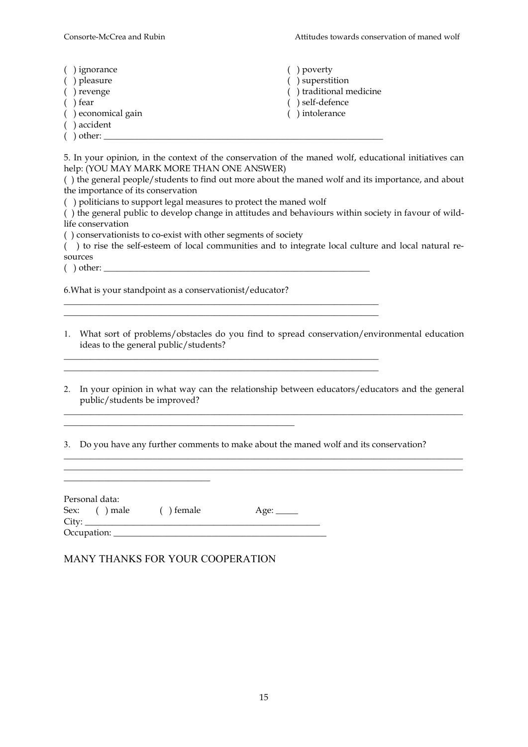( ) ignorance
( ) pleasure
( ) revenge
( ) fear
( ) economical gain
( ) accident
( ) poverty
( ) superstition
( ) traditional medicine
( ) self-defence
( ) intolerance
( ) other: ___________________________________________________________

5. In your opinion, in the context of the conservation of the maned wolf, educational initiatives can help: (YOU MAY MARK MORE THAN ONE ANSWER)

( ) the general people/students to find out more about the maned wolf and its importance, and about the importance of its conservation

( ) politicians to support legal measures to protect the maned wolf

( ) the general public to develop change in attitudes and behaviours within society in favour of wildlife conservation

( ) conservationists to co-exist with other segments of society

( ) to rise the self-esteem of local communities and to integrate local culture and local natural resources

( ) other: ___________________________________________________________

6.What is your standpoint as a conservationist/educator?

___________________________________________________________________
___________________________________________________________________

1. What sort of problems/obstacles do you find to spread conservation/environmental education ideas to the general public/students?

___________________________________________________________________
___________________________________________________________________

2. In your opinion in what way can the relationship between educators/educators and the general public/students be improved?

_____________________________________________________________________________________
_______________________________________________

3. Do you have any further comments to make about the maned wolf and its conservation?

_____________________________________________________________________________________
_____________________________________________________________________________________
_____________________________

Personal data:
Sex: ( ) male ( ) female Age: _____
City: ________________________________________________
Occupation: ____________________________________________

MANY THANKS FOR YOUR COOPERATION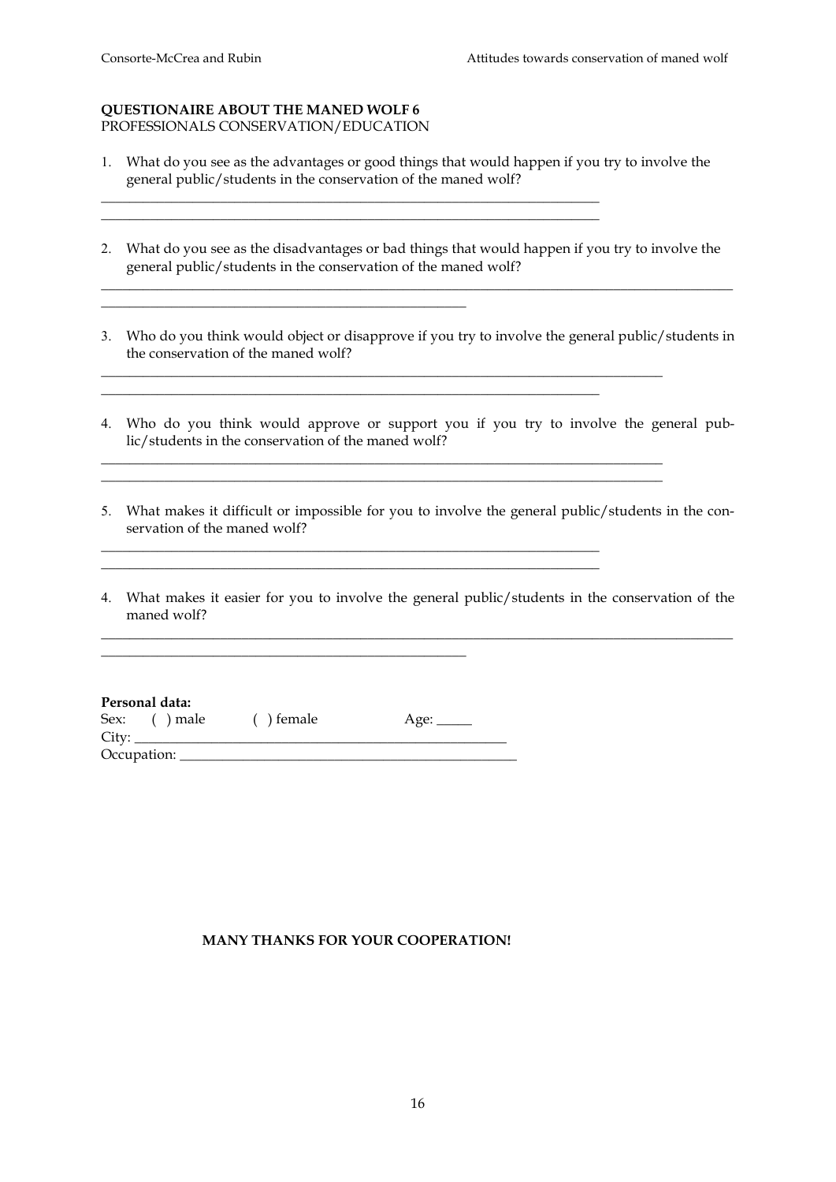**QUESTIONAIRE ABOUT THE MANED WOLF 6**
PROFESSIONALS CONSERVATION/EDUCATION

1. What do you see as the advantages or good things that would happen if you try to involve the general public/students in the conservation of the maned wolf?

_______________________________________________________________________
_______________________________________________________________________

2. What do you see as the disadvantages or bad things that would happen if you try to involve the general public/students in the conservation of the maned wolf?

_______________________________________________________________________
_______________________________________________________________________

3. Who do you think would object or disapprove if you try to involve the general public/students in the conservation of the maned wolf?

_______________________________________________________________________
_______________________________________________________________________

4. Who do you think would approve or support you if you try to involve the general public/students in the conservation of the maned wolf?

_______________________________________________________________________
_______________________________________________________________________

5. What makes it difficult or impossible for you to involve the general public/students in the conservation of the maned wolf?

_______________________________________________________________________
_______________________________________________________________________

4. What makes it easier for you to involve the general public/students in the conservation of the maned wolf?

_______________________________________________________________________
_______________________________________________________________________

**Personal data:**
Sex: ( ) male ( ) female Age: _____
City: _______________________________________________
Occupation: __________________________________________

**MANY THANKS FOR YOUR COOPERATION!**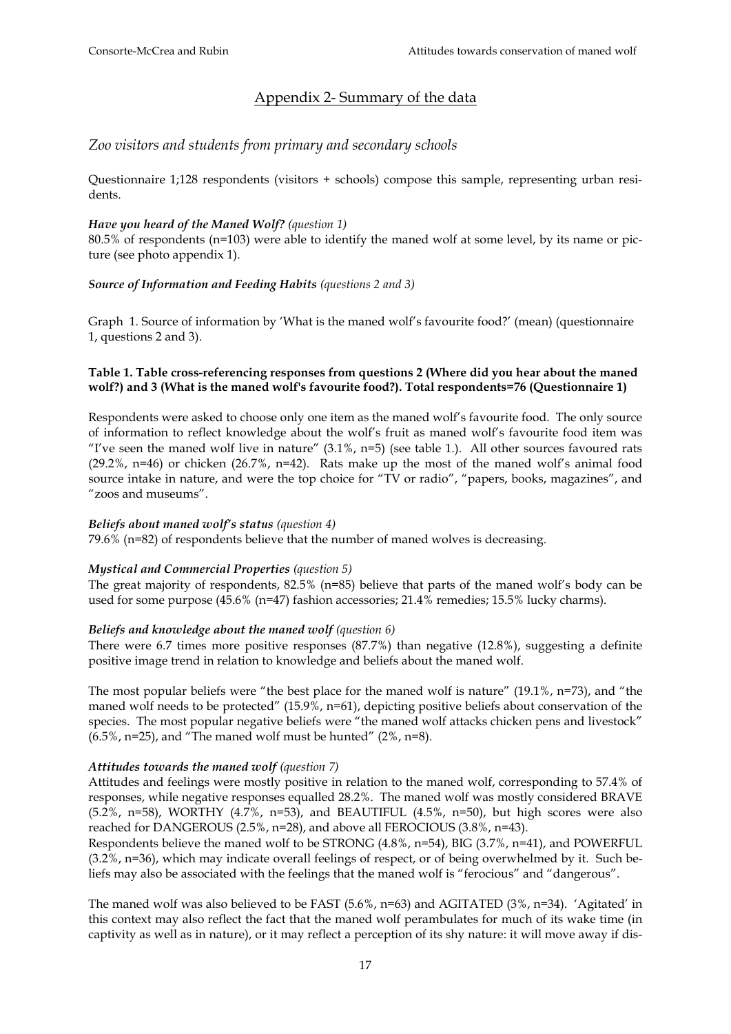## Appendix 2- Summary of the data

### *Zoo visitors and students from primary and secondary schools*

Questionnaire 1;128 respondents (visitors + schools) compose this sample, representing urban residents.

***Have you heard of the Maned Wolf?*** *(question 1)*
80.5% of respondents (n=103) were able to identify the maned wolf at some level, by its name or picture (see photo appendix 1).

***Source of Information and Feeding Habits*** *(questions 2 and 3)*

Graph 1. Source of information by 'What is the maned wolf's favourite food?' (mean) (questionnaire 1, questions 2 and 3).

**Table 1. Table cross-referencing responses from questions 2 (Where did you hear about the maned wolf?) and 3 (What is the maned wolf's favourite food?). Total respondents=76 (Questionnaire 1)**

Respondents were asked to choose only one item as the maned wolf's favourite food. The only source of information to reflect knowledge about the wolf's fruit as maned wolf's favourite food item was "I've seen the maned wolf live in nature" (3.1%, n=5) (see table 1.). All other sources favoured rats (29.2%, n=46) or chicken (26.7%, n=42). Rats make up the most of the maned wolf's animal food source intake in nature, and were the top choice for "TV or radio", "papers, books, magazines", and "zoos and museums".

***Beliefs about maned wolf's status*** *(question 4)*
79.6% (n=82) of respondents believe that the number of maned wolves is decreasing.

***Mystical and Commercial Properties*** *(question 5)*
The great majority of respondents, 82.5% (n=85) believe that parts of the maned wolf's body can be used for some purpose (45.6% (n=47) fashion accessories; 21.4% remedies; 15.5% lucky charms).

***Beliefs and knowledge about the maned wolf*** *(question 6)*
There were 6.7 times more positive responses (87.7%) than negative (12.8%), suggesting a definite positive image trend in relation to knowledge and beliefs about the maned wolf.

The most popular beliefs were "the best place for the maned wolf is nature" (19.1%, n=73), and "the maned wolf needs to be protected" (15.9%, n=61), depicting positive beliefs about conservation of the species. The most popular negative beliefs were "the maned wolf attacks chicken pens and livestock" (6.5%, n=25), and "The maned wolf must be hunted" (2%, n=8).

***Attitudes towards the maned wolf*** *(question 7)*
Attitudes and feelings were mostly positive in relation to the maned wolf, corresponding to 57.4% of responses, while negative responses equalled 28.2%. The maned wolf was mostly considered BRAVE (5.2%, n=58), WORTHY (4.7%, n=53), and BEAUTIFUL (4.5%, n=50), but high scores were also reached for DANGEROUS (2.5%, n=28), and above all FEROCIOUS (3.8%, n=43).
Respondents believe the maned wolf to be STRONG (4.8%, n=54), BIG (3.7%, n=41), and POWERFUL (3.2%, n=36), which may indicate overall feelings of respect, or of being overwhelmed by it. Such beliefs may also be associated with the feelings that the maned wolf is "ferocious" and "dangerous".

The maned wolf was also believed to be FAST (5.6%, n=63) and AGITATED (3%, n=34). 'Agitated' in this context may also reflect the fact that the maned wolf perambulates for much of its wake time (in captivity as well as in nature), or it may reflect a perception of its shy nature: it will move away if dis-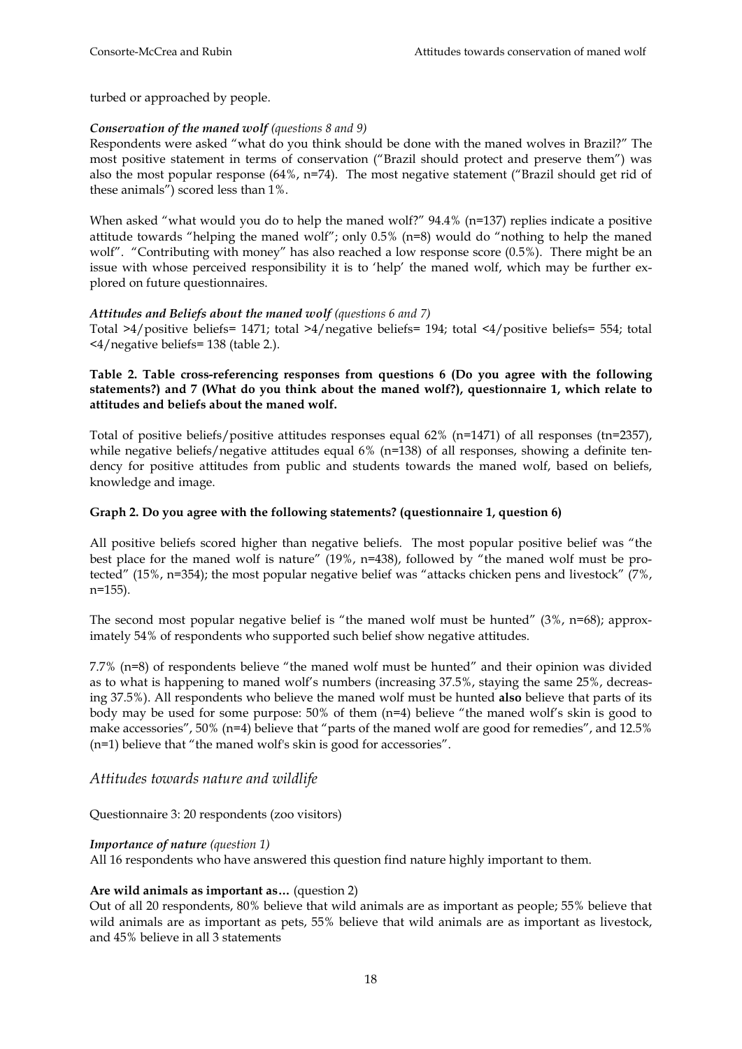turbed or approached by people.

***Conservation of the maned wolf*** *(questions 8 and 9)*

Respondents were asked "what do you think should be done with the maned wolves in Brazil?" The most positive statement in terms of conservation ("Brazil should protect and preserve them") was also the most popular response (64%, n=74). The most negative statement ("Brazil should get rid of these animals") scored less than 1%.

When asked "what would you do to help the maned wolf?" 94.4% (n=137) replies indicate a positive attitude towards "helping the maned wolf"; only 0.5% (n=8) would do "nothing to help the maned wolf". "Contributing with money" has also reached a low response score (0.5%). There might be an issue with whose perceived responsibility it is to 'help' the maned wolf, which may be further explored on future questionnaires.

***Attitudes and Beliefs about the maned wolf*** *(questions 6 and 7)*

Total >4/positive beliefs= 1471; total >4/negative beliefs= 194; total <4/positive beliefs= 554; total <4/negative beliefs= 138 (table 2.).

**Table 2. Table cross-referencing responses from questions 6 (Do you agree with the following statements?) and 7 (What do you think about the maned wolf?), questionnaire 1, which relate to attitudes and beliefs about the maned wolf.**

Total of positive beliefs/positive attitudes responses equal 62% (n=1471) of all responses (tn=2357), while negative beliefs/negative attitudes equal 6% (n=138) of all responses, showing a definite tendency for positive attitudes from public and students towards the maned wolf, based on beliefs, knowledge and image.

**Graph 2. Do you agree with the following statements? (questionnaire 1, question 6)**

All positive beliefs scored higher than negative beliefs. The most popular positive belief was "the best place for the maned wolf is nature" (19%, n=438), followed by "the maned wolf must be protected" (15%, n=354); the most popular negative belief was "attacks chicken pens and livestock" (7%, n=155).

The second most popular negative belief is "the maned wolf must be hunted" (3%, n=68); approximately 54% of respondents who supported such belief show negative attitudes.

7.7% (n=8) of respondents believe "the maned wolf must be hunted" and their opinion was divided as to what is happening to maned wolf's numbers (increasing 37.5%, staying the same 25%, decreasing 37.5%). All respondents who believe the maned wolf must be hunted **also** believe that parts of its body may be used for some purpose: 50% of them (n=4) believe "the maned wolf's skin is good to make accessories", 50% (n=4) believe that "parts of the maned wolf are good for remedies", and 12.5% (n=1) believe that "the maned wolf's skin is good for accessories".

## *Attitudes towards nature and wildlife*

Questionnaire 3: 20 respondents (zoo visitors)

***Importance of nature*** *(question 1)*

All 16 respondents who have answered this question find nature highly important to them.

**Are wild animals as important as…** (question 2)

Out of all 20 respondents, 80% believe that wild animals are as important as people; 55% believe that wild animals are as important as pets, 55% believe that wild animals are as important as livestock, and 45% believe in all 3 statements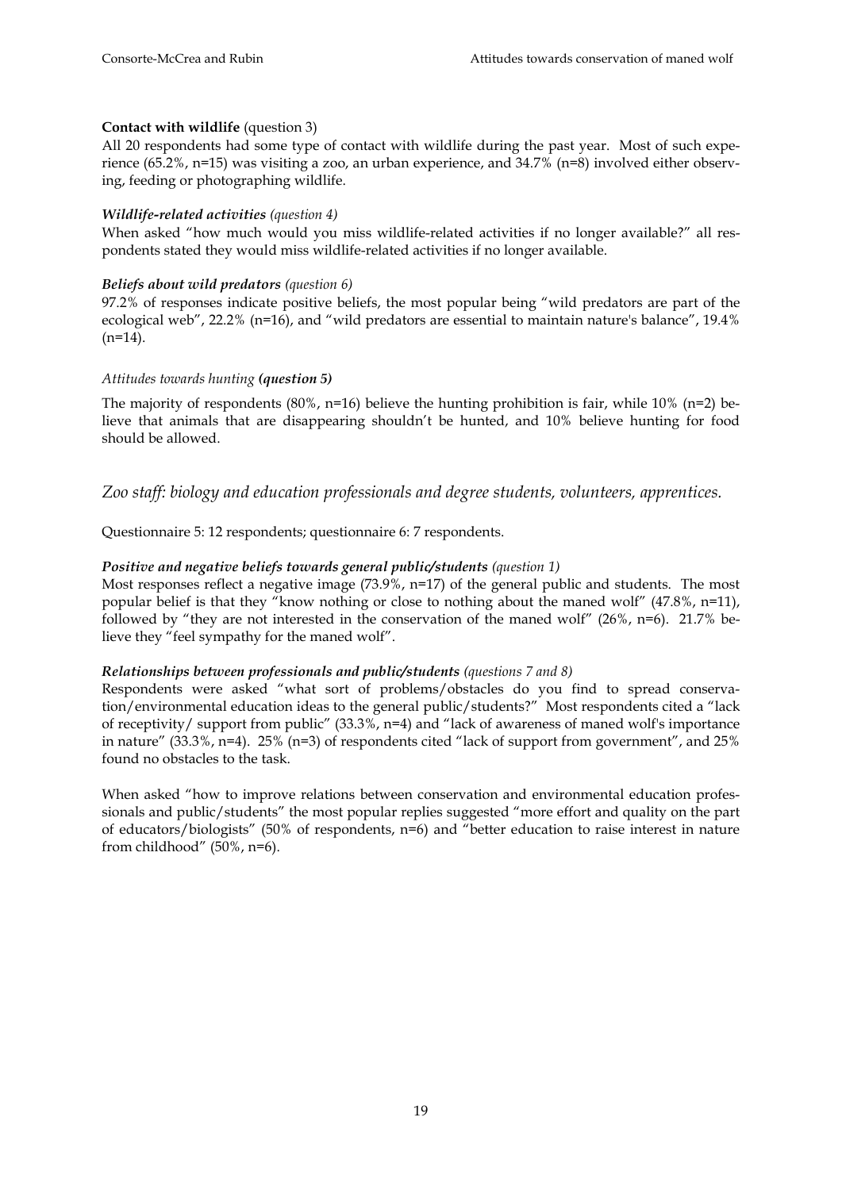**Contact with wildlife** (question 3)

All 20 respondents had some type of contact with wildlife during the past year. Most of such experience (65.2%, n=15) was visiting a zoo, an urban experience, and 34.7% (n=8) involved either observing, feeding or photographing wildlife.

***Wildlife-related activities*** *(question 4)*

When asked "how much would you miss wildlife-related activities if no longer available?" all respondents stated they would miss wildlife-related activities if no longer available.

***Beliefs about wild predators*** *(question 6)*

97.2% of responses indicate positive beliefs, the most popular being "wild predators are part of the ecological web", 22.2% (n=16), and "wild predators are essential to maintain nature's balance", 19.4% (n=14).

*Attitudes towards hunting* ***(question 5)***

The majority of respondents (80%, n=16) believe the hunting prohibition is fair, while 10% (n=2) believe that animals that are disappearing shouldn't be hunted, and 10% believe hunting for food should be allowed.

## *Zoo staff: biology and education professionals and degree students, volunteers, apprentices.*

Questionnaire 5: 12 respondents; questionnaire 6: 7 respondents.

***Positive and negative beliefs towards general public/students*** *(question 1)*

Most responses reflect a negative image (73.9%, n=17) of the general public and students. The most popular belief is that they "know nothing or close to nothing about the maned wolf" (47.8%, n=11), followed by "they are not interested in the conservation of the maned wolf" (26%, n=6). 21.7% believe they "feel sympathy for the maned wolf".

***Relationships between professionals and public/students*** *(questions 7 and 8)*

Respondents were asked "what sort of problems/obstacles do you find to spread conservation/environmental education ideas to the general public/students?" Most respondents cited a "lack of receptivity/ support from public" (33.3%, n=4) and "lack of awareness of maned wolf's importance in nature" (33.3%, n=4). 25% (n=3) of respondents cited "lack of support from government", and 25% found no obstacles to the task.

When asked "how to improve relations between conservation and environmental education professionals and public/students" the most popular replies suggested "more effort and quality on the part of educators/biologists" (50% of respondents, n=6) and "better education to raise interest in nature from childhood" (50%, n=6).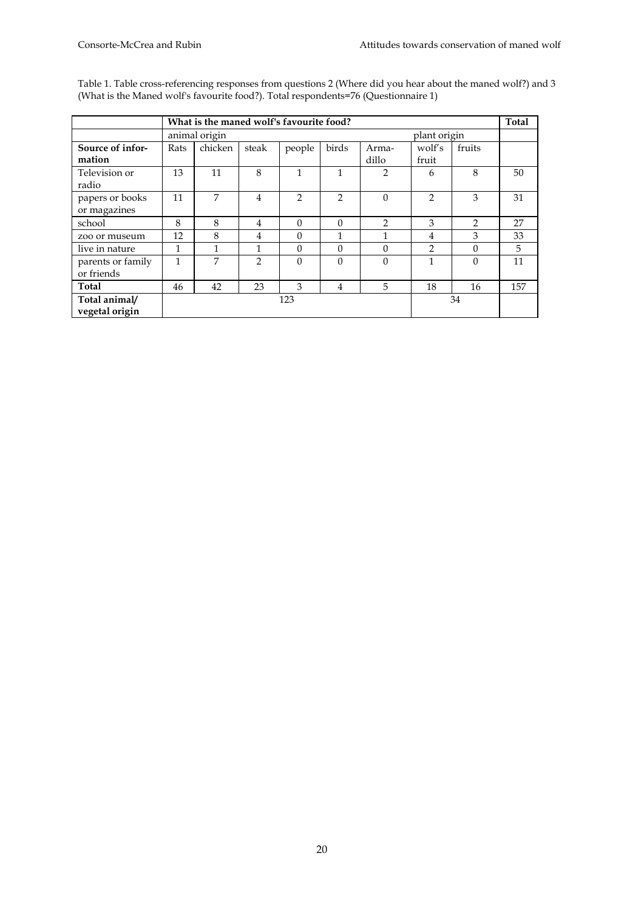Table 1. Table cross-referencing responses from questions 2 (Where did you hear about the maned wolf?) and 3 (What is the Maned wolf's favourite food?). Total respondents=76 (Questionnaire 1)

| | **What is the maned wolf's favourite food?** | | | | | | | | **Total** |
|---|---|---|---|---|---|---|---|---|---|
| | animal origin | | | | | | plant origin | | |
| **Source of information** | Rats | chicken | steak | people | birds | Armadillo | wolf's fruit | fruits | |
| Television or radio | 13 | 11 | 8 | 1 | 1 | 2 | 6 | 8 | 50 |
| papers or books or magazines | 11 | 7 | 4 | 2 | 2 | 0 | 2 | 3 | 31 |
| school | 8 | 8 | 4 | 0 | 0 | 2 | 3 | 2 | 27 |
| zoo or museum | 12 | 8 | 4 | 0 | 1 | 1 | 4 | 3 | 33 |
| live in nature | 1 | 1 | 1 | 0 | 0 | 0 | 2 | 0 | 5 |
| parents or family or friends | 1 | 7 | 2 | 0 | 0 | 0 | 1 | 0 | 11 |
| **Total** | 46 | 42 | 23 | 3 | 4 | 5 | 18 | 16 | 157 |
| **Total animal/ vegetal origin** | 123 | | | | | | 34 | | |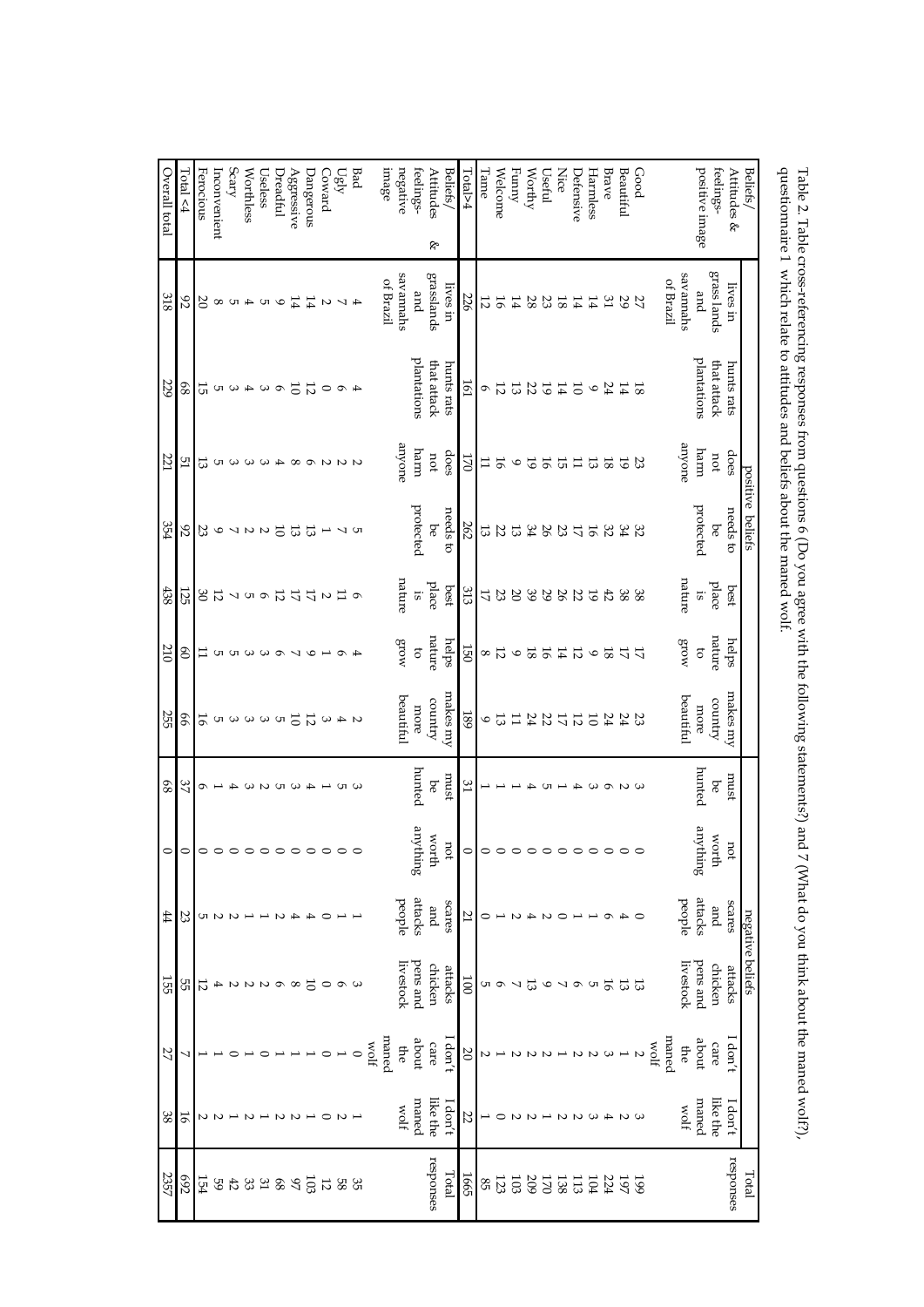Table 2. Table cross-referencing responses from questions 6 (Do you agree with the following statements?) and 7 (What do you think about the maned wolf?), questionnaire 1 which relate to attitudes and beliefs about the maned wolf.

| Beliefs/ Attitudes & feelings- positive image | positive beliefs | | | | | | | negative beliefs | | | | | | Total responses |
|---|---|---|---|---|---|---|---|---|---|---|---|---|---|---|
| | lives in grass lands and savannahs of Brazil | hunts rats that attack plantations | does not harm anyone | needs to be protected | best place is nature | helps nature to grow | makes my country more beautiful | must be hunted | not worth anything | scares and attacks people | attacks chicken pens and livestock | I don't care about the maned wolf | I don't like the maned wolf | |
| Good | 27 | 18 | 23 | 32 | 38 | 17 | 23 | 3 | 0 | 0 | 13 | 2 | 3 | 199 |
| Beautiful | 29 | 14 | 19 | 34 | 38 | 17 | 24 | 2 | 0 | 4 | 13 | 1 | 2 | 197 |
| Brave | 31 | 24 | 18 | 32 | 42 | 18 | 24 | 6 | 0 | 6 | 16 | 3 | 4 | 224 |
| Harmless | 14 | 9 | 13 | 16 | 19 | 9 | 10 | 3 | 0 | 1 | 5 | 2 | 3 | 104 |
| Defensive | 14 | 10 | 11 | 17 | 22 | 12 | 12 | 4 | 0 | 1 | 6 | 2 | 2 | 113 |
| Nice | 18 | 14 | 15 | 23 | 26 | 14 | 17 | 1 | 0 | 0 | 7 | 1 | 2 | 138 |
| Useful | 23 | 19 | 16 | 26 | 29 | 16 | 22 | 5 | 0 | 2 | 9 | 2 | 1 | 170 |
| Worthy | 28 | 22 | 19 | 34 | 39 | 18 | 24 | 4 | 0 | 4 | 13 | 2 | 2 | 209 |
| Funny | 14 | 13 | 9 | 13 | 20 | 9 | 11 | 1 | 0 | 2 | 7 | 2 | 2 | 103 |
| Welcome | 16 | 12 | 16 | 22 | 23 | 12 | 13 | 1 | 0 | 1 | 6 | 1 | 0 | 123 |
| Tame | 12 | 6 | 11 | 13 | 17 | 8 | 9 | 1 | 0 | 0 | 5 | 2 | 1 | 85 |
| Total>4 | 226 | 161 | 170 | 262 | 313 | 150 | 189 | 31 | 0 | 21 | 100 | 20 | 22 | 1665 |
| Beliefs/ Attitudes & feelings- negative image | lives in grasslands and savannahs of Brazil | hunts rats that attack plantations | does not harm anyone | needs to be protected | best place is nature | helps nature to grow | makes my country more beautiful | must be hunted | not worth anything | scares and attacks people | attacks chicken pens and livestock | I don't care about the maned wolf | I don't like the maned wolf | Total responses |
| Bad | 4 | 4 | 2 | 5 | 6 | 4 | 2 | 3 | 0 | 1 | 3 | 0 | 1 | 35 |
| Ugly | 7 | 6 | 2 | 7 | 11 | 6 | 4 | 5 | 0 | 1 | 6 | 1 | 2 | 58 |
| Coward | 2 | 0 | 2 | 1 | 2 | 1 | 3 | 1 | 0 | 0 | 0 | 0 | 0 | 12 |
| Dangerous | 14 | 12 | 6 | 13 | 17 | 9 | 12 | 4 | 0 | 4 | 10 | 1 | 1 | 103 |
| Aggressive | 14 | 10 | 8 | 13 | 17 | 7 | 10 | 3 | 0 | 4 | 8 | 1 | 2 | 97 |
| Dreadful | 9 | 6 | 4 | 10 | 12 | 6 | 5 | 5 | 0 | 2 | 6 | 1 | 2 | 68 |
| Useless | 5 | 3 | 3 | 2 | 6 | 3 | 3 | 2 | 0 | 1 | 2 | 0 | 1 | 31 |
| Worthless | 4 | 4 | 3 | 2 | 5 | 3 | 3 | 3 | 0 | 1 | 2 | 1 | 2 | 33 |
| Scary | 5 | 3 | 3 | 7 | 7 | 5 | 3 | 4 | 0 | 2 | 2 | 0 | 1 | 42 |
| Inconvenient | 8 | 5 | 5 | 9 | 12 | 5 | 5 | 1 | 0 | 2 | 4 | 1 | 2 | 59 |
| Ferocious | 20 | 15 | 13 | 23 | 30 | 11 | 16 | 6 | 0 | 5 | 12 | 1 | 2 | 154 |
| Total <4 | 92 | 68 | 51 | 92 | 125 | 60 | 66 | 37 | 0 | 23 | 55 | 7 | 16 | 692 |
| Overall total | 318 | 229 | 221 | 354 | 438 | 210 | 255 | 68 | 0 | 44 | 155 | 27 | 38 | 2357 |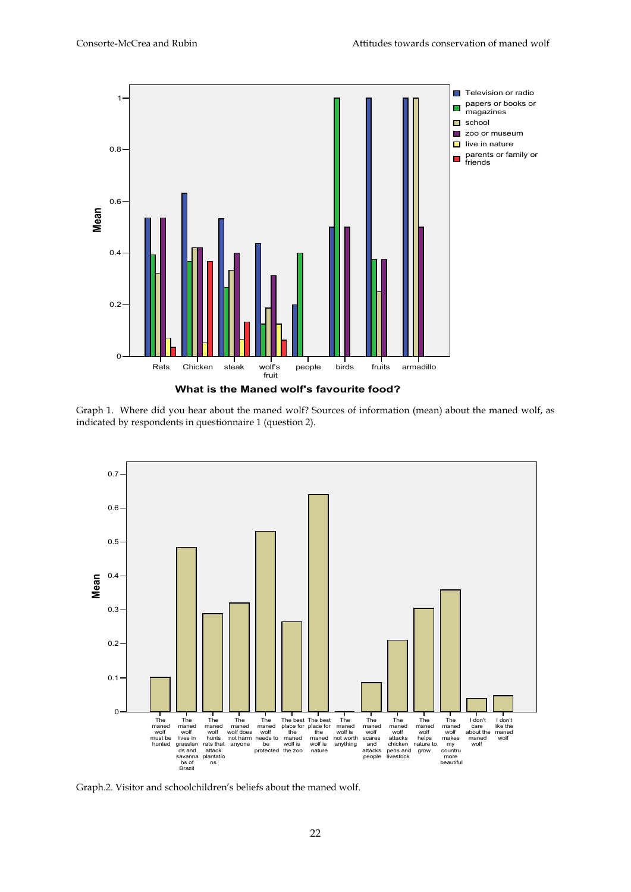1
0.8
0.6
0.4
0.2
0

Mean

Television or radio
papers or books or magazines
school
zoo or museum
live in nature
parents or family or friends

Rats
Chicken
steak
wolf's fruit
people
birds
fruits
armadillo

**What is the Maned wolf's favourite food?**

Graph 1. Where did you hear about the maned wolf? Sources of information (mean) about the maned wolf, as indicated by respondents in questionnaire 1 (question 2).

0.7
0.6
0.5
0.4
0.3
0.2
0.1
0

Mean

The maned wolf must be hunted
The maned wolf lives in grasslands and savannahs of Brazil
The maned wolf hunts rats that attack plantations
The maned wolf does not harm anyone
The maned wolf needs to be protected
The best place for the maned wolf is the zoo
The best place for the maned wolf is nature
The maned wolf is not worth anything
The maned wolf scares and attacks people
The maned wolf attacks chicken pens and livestock
The maned wolf helps nature to grow
The maned wolf makes my countru more beautiful
I don't care about the maned wolf
I don't like the maned wolf

Graph.2. Visitor and schoolchildren's beliefs about the maned wolf.